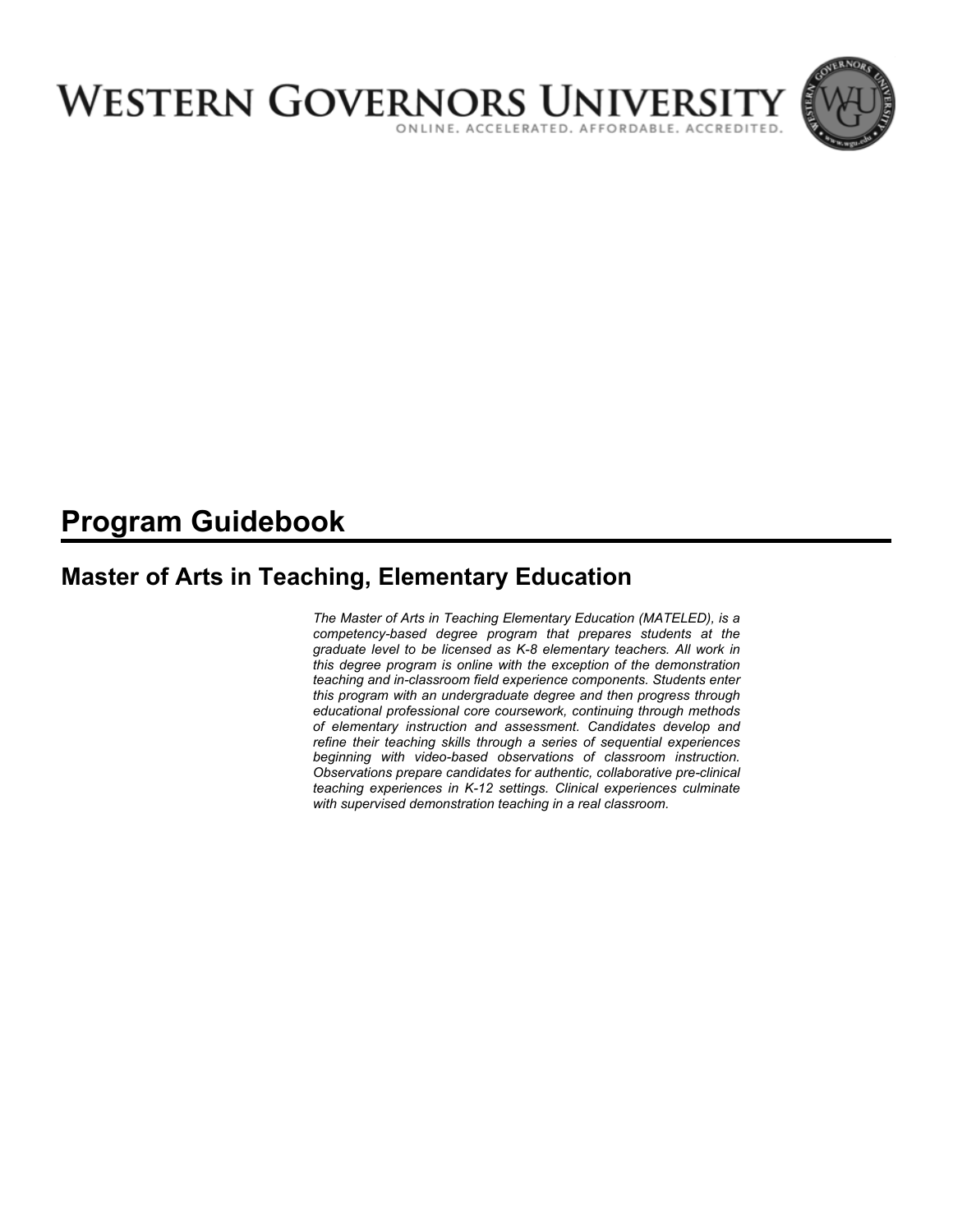WESTERN GOVERNORS UNIVERSITY

ONLINE. ACCELERATED. AFFORDABLE. ACCREDITED.

# Program Guidebook

## Master of Arts in Teaching, Elementary Education

*The Master of Arts in Teaching Elementary Education (MATELED), is a competency-based degree program that prepares students at the graduate level to be licensed as K-8 elementary teachers. All work in this degree program is online with the exception of the demonstration teaching and in-classroom field experience components. Students enter this program with an undergraduate degree and then progress through educational professional core coursework, continuing through methods of elementary instruction and assessment. Candidates develop and refine their teaching skills through a series of sequential experiences beginning with video-based observations of classroom instruction. Observations prepare candidates for authentic, collaborative pre-clinical teaching experiences in K-12 settings. Clinical experiences culminate with supervised demonstration teaching in a real classroom.*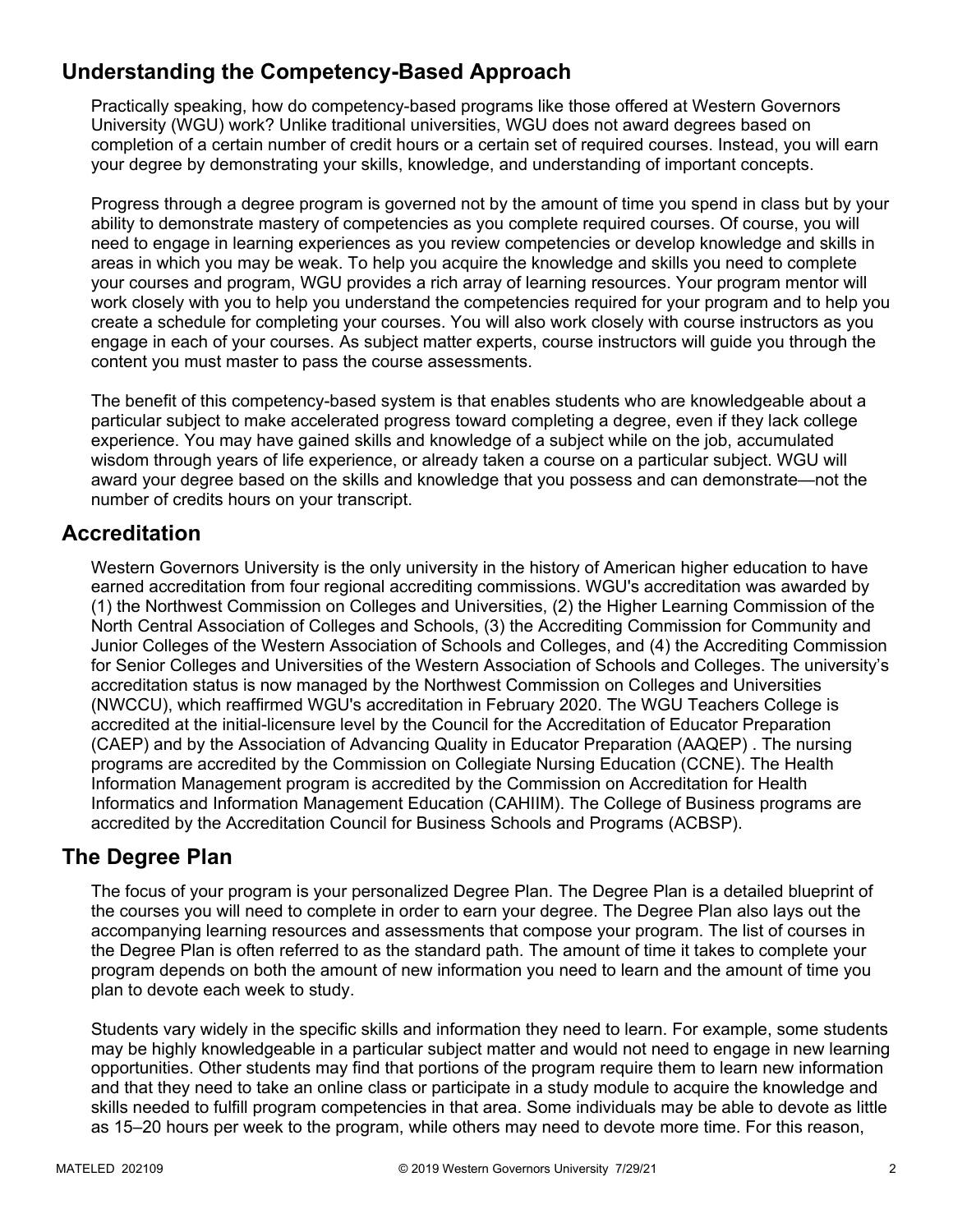## Understanding the Competency-Based Approach

Practically speaking, how do competency-based programs like those offered at Western Governors University (WGU) work? Unlike traditional universities, WGU does not award degrees based on completion of a certain number of credit hours or a certain set of required courses. Instead, you will earn your degree by demonstrating your skills, knowledge, and understanding of important concepts.

Progress through a degree program is governed not by the amount of time you spend in class but by your ability to demonstrate mastery of competencies as you complete required courses. Of course, you will need to engage in learning experiences as you review competencies or develop knowledge and skills in areas in which you may be weak. To help you acquire the knowledge and skills you need to complete your courses and program, WGU provides a rich array of learning resources. Your program mentor will work closely with you to help you understand the competencies required for your program and to help you create a schedule for completing your courses. You will also work closely with course instructors as you engage in each of your courses. As subject matter experts, course instructors will guide you through the content you must master to pass the course assessments.

The benefit of this competency-based system is that enables students who are knowledgeable about a particular subject to make accelerated progress toward completing a degree, even if they lack college experience. You may have gained skills and knowledge of a subject while on the job, accumulated wisdom through years of life experience, or already taken a course on a particular subject. WGU will award your degree based on the skills and knowledge that you possess and can demonstrate—not the number of credits hours on your transcript.

## Accreditation

Western Governors University is the only university in the history of American higher education to have earned accreditation from four regional accrediting commissions. WGU's accreditation was awarded by (1) the Northwest Commission on Colleges and Universities, (2) the Higher Learning Commission of the North Central Association of Colleges and Schools, (3) the Accrediting Commission for Community and Junior Colleges of the Western Association of Schools and Colleges, and (4) the Accrediting Commission for Senior Colleges and Universities of the Western Association of Schools and Colleges. The university's accreditation status is now managed by the Northwest Commission on Colleges and Universities (NWCCU), which reaffirmed WGU's accreditation in February 2020. The WGU Teachers College is accredited at the initial-licensure level by the Council for the Accreditation of Educator Preparation (CAEP) and by the Association of Advancing Quality in Educator Preparation (AAQEP) . The nursing programs are accredited by the Commission on Collegiate Nursing Education (CCNE). The Health Information Management program is accredited by the Commission on Accreditation for Health Informatics and Information Management Education (CAHIIM). The College of Business programs are accredited by the Accreditation Council for Business Schools and Programs (ACBSP).

## The Degree Plan

The focus of your program is your personalized Degree Plan. The Degree Plan is a detailed blueprint of the courses you will need to complete in order to earn your degree. The Degree Plan also lays out the accompanying learning resources and assessments that compose your program. The list of courses in the Degree Plan is often referred to as the standard path. The amount of time it takes to complete your program depends on both the amount of new information you need to learn and the amount of time you plan to devote each week to study.

Students vary widely in the specific skills and information they need to learn. For example, some students may be highly knowledgeable in a particular subject matter and would not need to engage in new learning opportunities. Other students may find that portions of the program require them to learn new information and that they need to take an online class or participate in a study module to acquire the knowledge and skills needed to fulfill program competencies in that area. Some individuals may be able to devote as little as 15–20 hours per week to the program, while others may need to devote more time. For this reason,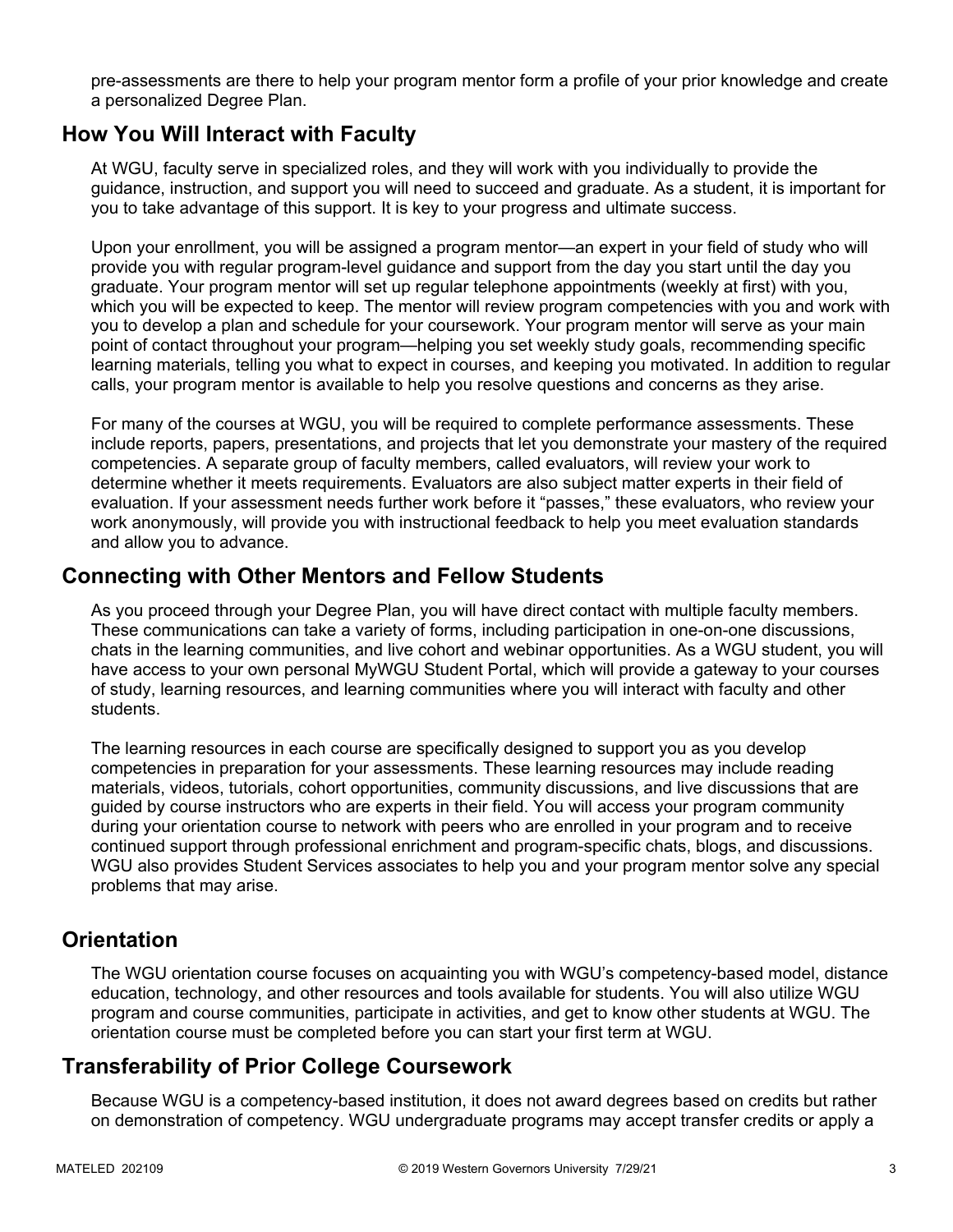pre-assessments are there to help your program mentor form a profile of your prior knowledge and create a personalized Degree Plan.

## How You Will Interact with Faculty

At WGU, faculty serve in specialized roles, and they will work with you individually to provide the guidance, instruction, and support you will need to succeed and graduate. As a student, it is important for you to take advantage of this support. It is key to your progress and ultimate success.

Upon your enrollment, you will be assigned a program mentor—an expert in your field of study who will provide you with regular program-level guidance and support from the day you start until the day you graduate. Your program mentor will set up regular telephone appointments (weekly at first) with you, which you will be expected to keep. The mentor will review program competencies with you and work with you to develop a plan and schedule for your coursework. Your program mentor will serve as your main point of contact throughout your program—helping you set weekly study goals, recommending specific learning materials, telling you what to expect in courses, and keeping you motivated. In addition to regular calls, your program mentor is available to help you resolve questions and concerns as they arise.

For many of the courses at WGU, you will be required to complete performance assessments. These include reports, papers, presentations, and projects that let you demonstrate your mastery of the required competencies. A separate group of faculty members, called evaluators, will review your work to determine whether it meets requirements. Evaluators are also subject matter experts in their field of evaluation. If your assessment needs further work before it "passes," these evaluators, who review your work anonymously, will provide you with instructional feedback to help you meet evaluation standards and allow you to advance.

## Connecting with Other Mentors and Fellow Students

As you proceed through your Degree Plan, you will have direct contact with multiple faculty members. These communications can take a variety of forms, including participation in one-on-one discussions, chats in the learning communities, and live cohort and webinar opportunities. As a WGU student, you will have access to your own personal MyWGU Student Portal, which will provide a gateway to your courses of study, learning resources, and learning communities where you will interact with faculty and other students.

The learning resources in each course are specifically designed to support you as you develop competencies in preparation for your assessments. These learning resources may include reading materials, videos, tutorials, cohort opportunities, community discussions, and live discussions that are guided by course instructors who are experts in their field. You will access your program community during your orientation course to network with peers who are enrolled in your program and to receive continued support through professional enrichment and program-specific chats, blogs, and discussions. WGU also provides Student Services associates to help you and your program mentor solve any special problems that may arise.

## Orientation

The WGU orientation course focuses on acquainting you with WGU's competency-based model, distance education, technology, and other resources and tools available for students. You will also utilize WGU program and course communities, participate in activities, and get to know other students at WGU. The orientation course must be completed before you can start your first term at WGU.

## Transferability of Prior College Coursework

Because WGU is a competency-based institution, it does not award degrees based on credits but rather on demonstration of competency. WGU undergraduate programs may accept transfer credits or apply a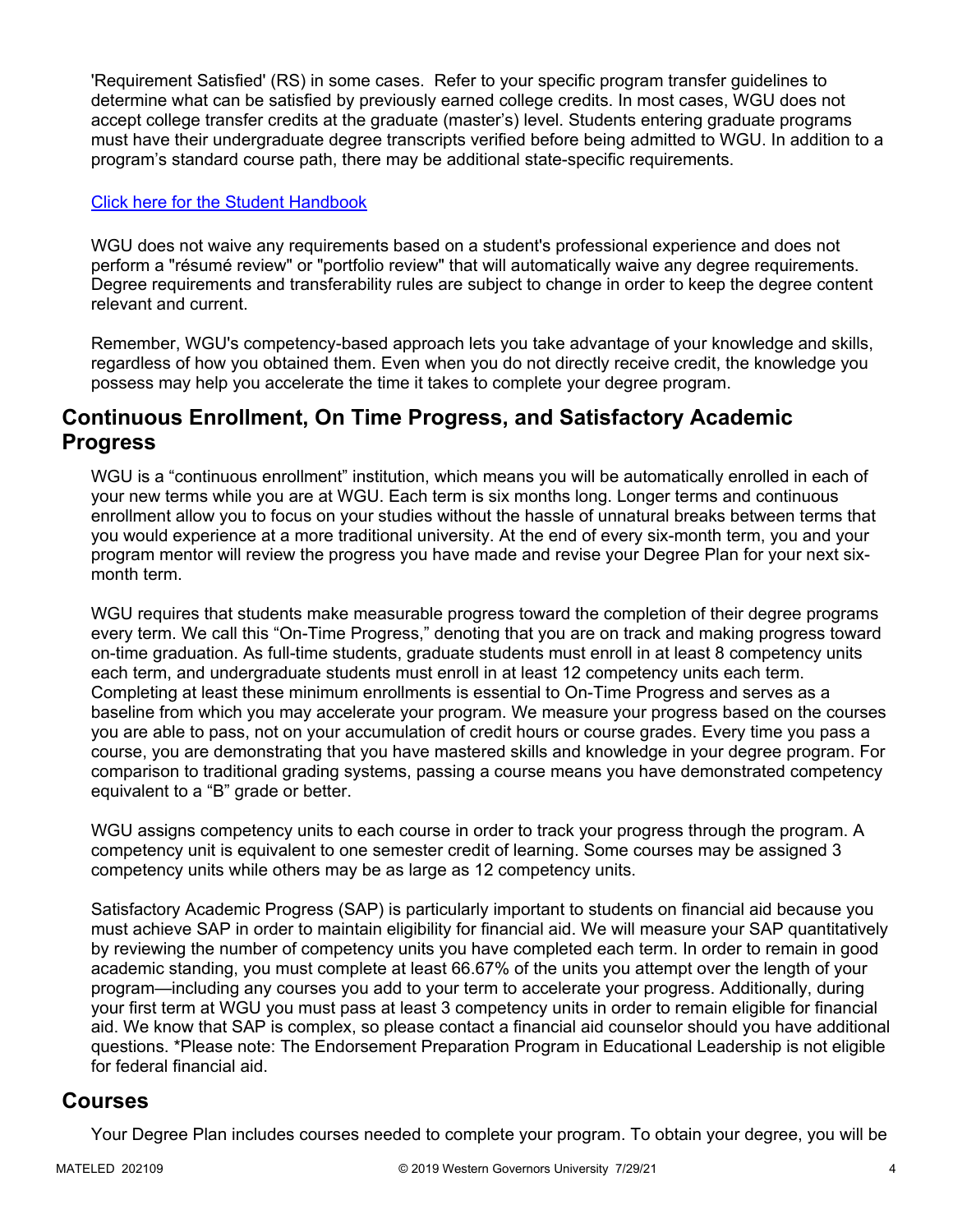'Requirement Satisfied' (RS) in some cases. Refer to your specific program transfer guidelines to determine what can be satisfied by previously earned college credits. In most cases, WGU does not accept college transfer credits at the graduate (master's) level. Students entering graduate programs must have their undergraduate degree transcripts verified before being admitted to WGU. In addition to a program's standard course path, there may be additional state-specific requirements.

Click here for the Student Handbook

WGU does not waive any requirements based on a student's professional experience and does not perform a "résumé review" or "portfolio review" that will automatically waive any degree requirements. Degree requirements and transferability rules are subject to change in order to keep the degree content relevant and current.

Remember, WGU's competency-based approach lets you take advantage of your knowledge and skills, regardless of how you obtained them. Even when you do not directly receive credit, the knowledge you possess may help you accelerate the time it takes to complete your degree program.

## Continuous Enrollment, On Time Progress, and Satisfactory Academic Progress

WGU is a "continuous enrollment" institution, which means you will be automatically enrolled in each of your new terms while you are at WGU. Each term is six months long. Longer terms and continuous enrollment allow you to focus on your studies without the hassle of unnatural breaks between terms that you would experience at a more traditional university. At the end of every six-month term, you and your program mentor will review the progress you have made and revise your Degree Plan for your next six-month term.

WGU requires that students make measurable progress toward the completion of their degree programs every term. We call this "On-Time Progress," denoting that you are on track and making progress toward on-time graduation. As full-time students, graduate students must enroll in at least 8 competency units each term, and undergraduate students must enroll in at least 12 competency units each term. Completing at least these minimum enrollments is essential to On-Time Progress and serves as a baseline from which you may accelerate your program. We measure your progress based on the courses you are able to pass, not on your accumulation of credit hours or course grades. Every time you pass a course, you are demonstrating that you have mastered skills and knowledge in your degree program. For comparison to traditional grading systems, passing a course means you have demonstrated competency equivalent to a "B" grade or better.

WGU assigns competency units to each course in order to track your progress through the program. A competency unit is equivalent to one semester credit of learning. Some courses may be assigned 3 competency units while others may be as large as 12 competency units.

Satisfactory Academic Progress (SAP) is particularly important to students on financial aid because you must achieve SAP in order to maintain eligibility for financial aid. We will measure your SAP quantitatively by reviewing the number of competency units you have completed each term. In order to remain in good academic standing, you must complete at least 66.67% of the units you attempt over the length of your program—including any courses you add to your term to accelerate your progress. Additionally, during your first term at WGU you must pass at least 3 competency units in order to remain eligible for financial aid. We know that SAP is complex, so please contact a financial aid counselor should you have additional questions. *Please note: The Endorsement Preparation Program in Educational Leadership is not eligible for federal financial aid.

## Courses

Your Degree Plan includes courses needed to complete your program. To obtain your degree, you will be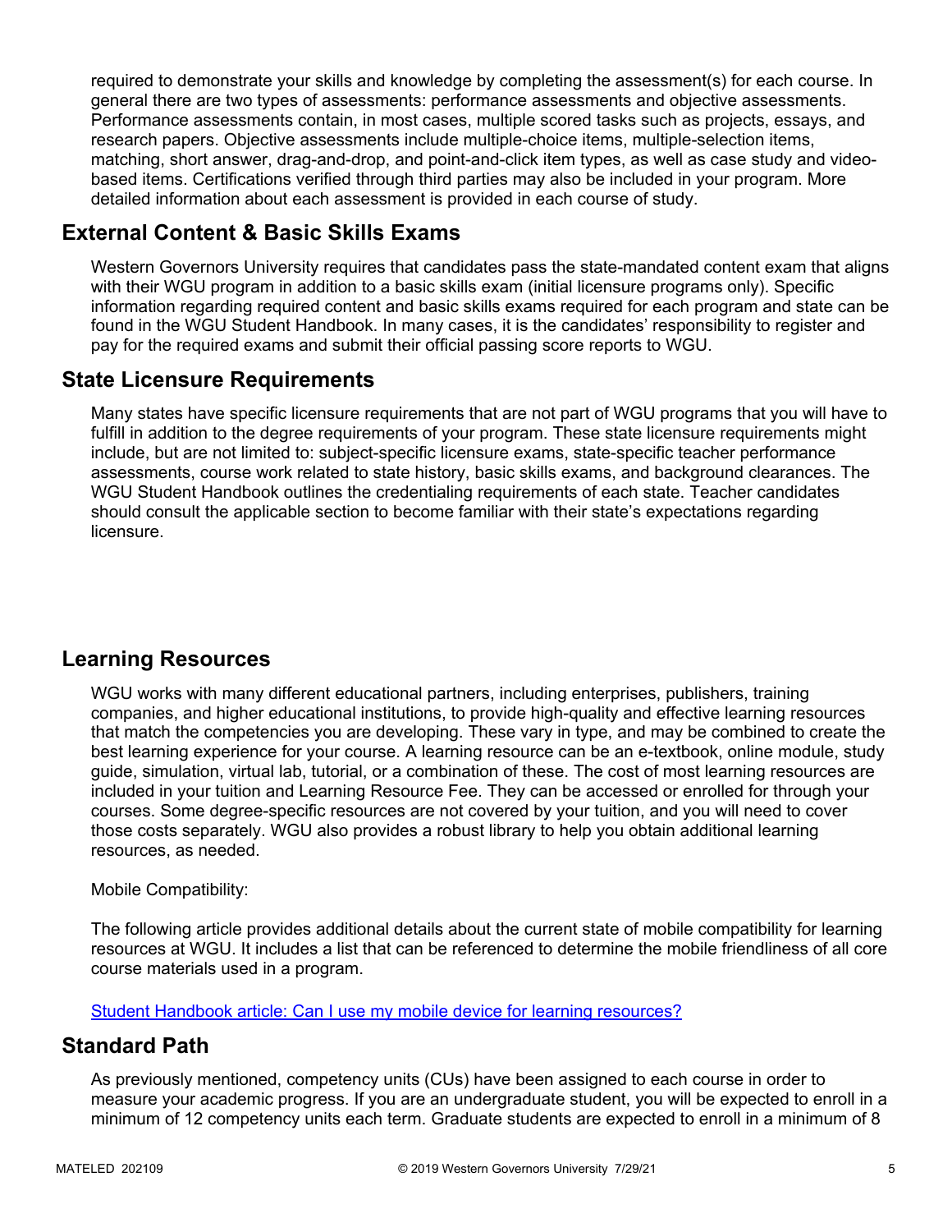required to demonstrate your skills and knowledge by completing the assessment(s) for each course. In general there are two types of assessments: performance assessments and objective assessments. Performance assessments contain, in most cases, multiple scored tasks such as projects, essays, and research papers. Objective assessments include multiple-choice items, multiple-selection items, matching, short answer, drag-and-drop, and point-and-click item types, as well as case study and video-based items. Certifications verified through third parties may also be included in your program. More detailed information about each assessment is provided in each course of study.

## External Content & Basic Skills Exams

Western Governors University requires that candidates pass the state-mandated content exam that aligns with their WGU program in addition to a basic skills exam (initial licensure programs only). Specific information regarding required content and basic skills exams required for each program and state can be found in the WGU Student Handbook. In many cases, it is the candidates' responsibility to register and pay for the required exams and submit their official passing score reports to WGU.

## State Licensure Requirements

Many states have specific licensure requirements that are not part of WGU programs that you will have to fulfill in addition to the degree requirements of your program. These state licensure requirements might include, but are not limited to: subject-specific licensure exams, state-specific teacher performance assessments, course work related to state history, basic skills exams, and background clearances. The WGU Student Handbook outlines the credentialing requirements of each state. Teacher candidates should consult the applicable section to become familiar with their state's expectations regarding licensure.

## Learning Resources

WGU works with many different educational partners, including enterprises, publishers, training companies, and higher educational institutions, to provide high-quality and effective learning resources that match the competencies you are developing. These vary in type, and may be combined to create the best learning experience for your course. A learning resource can be an e-textbook, online module, study guide, simulation, virtual lab, tutorial, or a combination of these. The cost of most learning resources are included in your tuition and Learning Resource Fee. They can be accessed or enrolled for through your courses. Some degree-specific resources are not covered by your tuition, and you will need to cover those costs separately. WGU also provides a robust library to help you obtain additional learning resources, as needed.

Mobile Compatibility:

The following article provides additional details about the current state of mobile compatibility for learning resources at WGU. It includes a list that can be referenced to determine the mobile friendliness of all core course materials used in a program.

Student Handbook article: Can I use my mobile device for learning resources?

## Standard Path

As previously mentioned, competency units (CUs) have been assigned to each course in order to measure your academic progress. If you are an undergraduate student, you will be expected to enroll in a minimum of 12 competency units each term. Graduate students are expected to enroll in a minimum of 8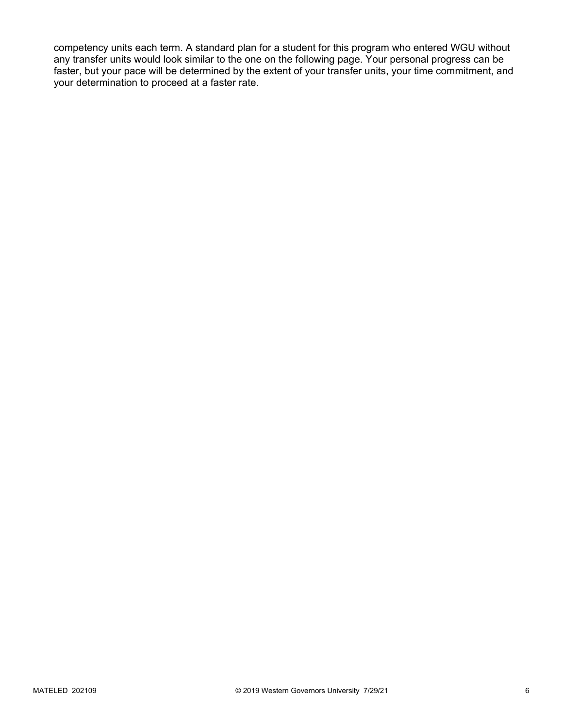competency units each term. A standard plan for a student for this program who entered WGU without any transfer units would look similar to the one on the following page. Your personal progress can be faster, but your pace will be determined by the extent of your transfer units, your time commitment, and your determination to proceed at a faster rate.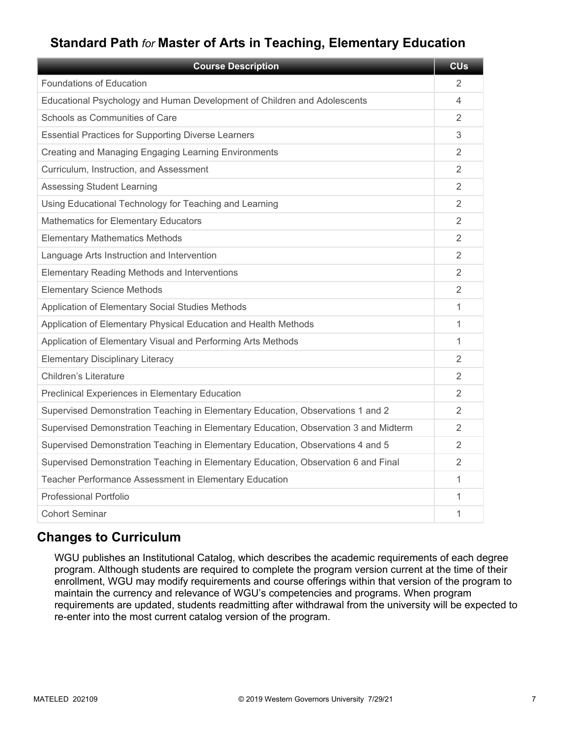## Standard Path *for* Master of Arts in Teaching, Elementary Education

| Course Description | CUs |
|---|---|
| Foundations of Education | 2 |
| Educational Psychology and Human Development of Children and Adolescents | 4 |
| Schools as Communities of Care | 2 |
| Essential Practices for Supporting Diverse Learners | 3 |
| Creating and Managing Engaging Learning Environments | 2 |
| Curriculum, Instruction, and Assessment | 2 |
| Assessing Student Learning | 2 |
| Using Educational Technology for Teaching and Learning | 2 |
| Mathematics for Elementary Educators | 2 |
| Elementary Mathematics Methods | 2 |
| Language Arts Instruction and Intervention | 2 |
| Elementary Reading Methods and Interventions | 2 |
| Elementary Science Methods | 2 |
| Application of Elementary Social Studies Methods | 1 |
| Application of Elementary Physical Education and Health Methods | 1 |
| Application of Elementary Visual and Performing Arts Methods | 1 |
| Elementary Disciplinary Literacy | 2 |
| Children's Literature | 2 |
| Preclinical Experiences in Elementary Education | 2 |
| Supervised Demonstration Teaching in Elementary Education, Observations 1 and 2 | 2 |
| Supervised Demonstration Teaching in Elementary Education, Observation 3 and Midterm | 2 |
| Supervised Demonstration Teaching in Elementary Education, Observations 4 and 5 | 2 |
| Supervised Demonstration Teaching in Elementary Education, Observation 6 and Final | 2 |
| Teacher Performance Assessment in Elementary Education | 1 |
| Professional Portfolio | 1 |
| Cohort Seminar | 1 |

## Changes to Curriculum

WGU publishes an Institutional Catalog, which describes the academic requirements of each degree program. Although students are required to complete the program version current at the time of their enrollment, WGU may modify requirements and course offerings within that version of the program to maintain the currency and relevance of WGU's competencies and programs. When program requirements are updated, students readmitting after withdrawal from the university will be expected to re-enter into the most current catalog version of the program.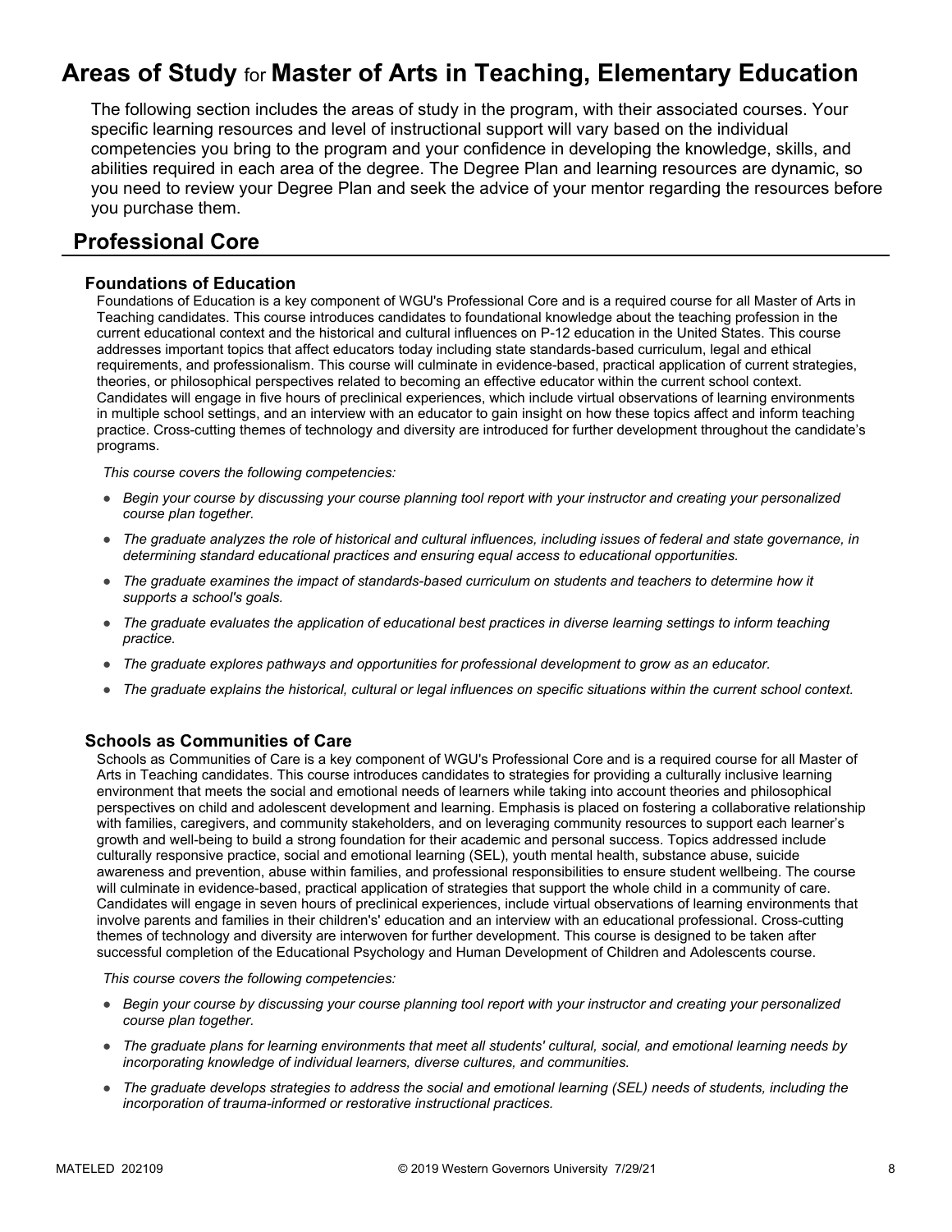# Areas of Study for Master of Arts in Teaching, Elementary Education

The following section includes the areas of study in the program, with their associated courses. Your specific learning resources and level of instructional support will vary based on the individual competencies you bring to the program and your confidence in developing the knowledge, skills, and abilities required in each area of the degree. The Degree Plan and learning resources are dynamic, so you need to review your Degree Plan and seek the advice of your mentor regarding the resources before you purchase them.

## Professional Core

### Foundations of Education

Foundations of Education is a key component of WGU's Professional Core and is a required course for all Master of Arts in Teaching candidates. This course introduces candidates to foundational knowledge about the teaching profession in the current educational context and the historical and cultural influences on P-12 education in the United States. This course addresses important topics that affect educators today including state standards-based curriculum, legal and ethical requirements, and professionalism. This course will culminate in evidence-based, practical application of current strategies, theories, or philosophical perspectives related to becoming an effective educator within the current school context. Candidates will engage in five hours of preclinical experiences, which include virtual observations of learning environments in multiple school settings, and an interview with an educator to gain insight on how these topics affect and inform teaching practice. Cross-cutting themes of technology and diversity are introduced for further development throughout the candidate's programs.

*This course covers the following competencies:*

- *Begin your course by discussing your course planning tool report with your instructor and creating your personalized course plan together.*
- *The graduate analyzes the role of historical and cultural influences, including issues of federal and state governance, in determining standard educational practices and ensuring equal access to educational opportunities.*
- *The graduate examines the impact of standards-based curriculum on students and teachers to determine how it supports a school's goals.*
- *The graduate evaluates the application of educational best practices in diverse learning settings to inform teaching practice.*
- *The graduate explores pathways and opportunities for professional development to grow as an educator.*
- *The graduate explains the historical, cultural or legal influences on specific situations within the current school context.*

### Schools as Communities of Care

Schools as Communities of Care is a key component of WGU's Professional Core and is a required course for all Master of Arts in Teaching candidates. This course introduces candidates to strategies for providing a culturally inclusive learning environment that meets the social and emotional needs of learners while taking into account theories and philosophical perspectives on child and adolescent development and learning. Emphasis is placed on fostering a collaborative relationship with families, caregivers, and community stakeholders, and on leveraging community resources to support each learner's growth and well-being to build a strong foundation for their academic and personal success. Topics addressed include culturally responsive practice, social and emotional learning (SEL), youth mental health, substance abuse, suicide awareness and prevention, abuse within families, and professional responsibilities to ensure student wellbeing. The course will culminate in evidence-based, practical application of strategies that support the whole child in a community of care. Candidates will engage in seven hours of preclinical experiences, include virtual observations of learning environments that involve parents and families in their children's' education and an interview with an educational professional. Cross-cutting themes of technology and diversity are interwoven for further development. This course is designed to be taken after successful completion of the Educational Psychology and Human Development of Children and Adolescents course.

*This course covers the following competencies:*

- *Begin your course by discussing your course planning tool report with your instructor and creating your personalized course plan together.*
- *The graduate plans for learning environments that meet all students' cultural, social, and emotional learning needs by incorporating knowledge of individual learners, diverse cultures, and communities.*
- *The graduate develops strategies to address the social and emotional learning (SEL) needs of students, including the incorporation of trauma-informed or restorative instructional practices.*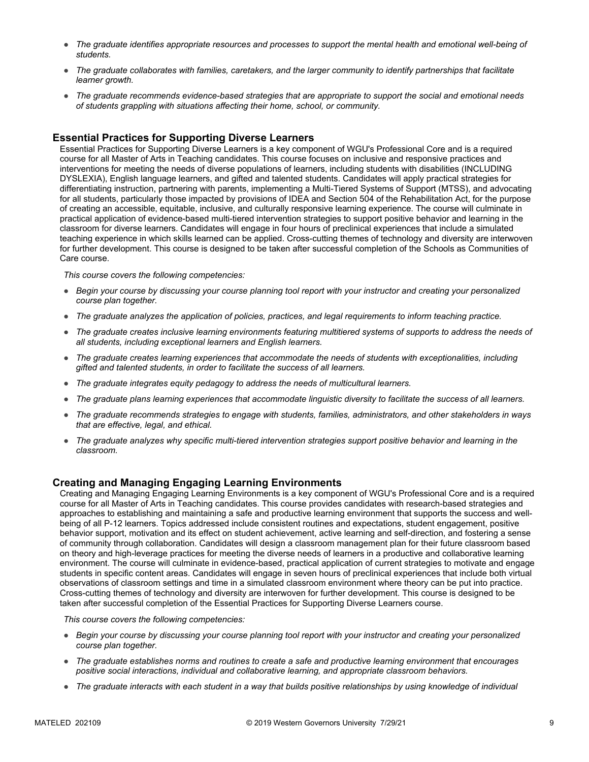- *The graduate identifies appropriate resources and processes to support the mental health and emotional well-being of students.*
- *The graduate collaborates with families, caretakers, and the larger community to identify partnerships that facilitate learner growth.*
- *The graduate recommends evidence-based strategies that are appropriate to support the social and emotional needs of students grappling with situations affecting their home, school, or community.*

### Essential Practices for Supporting Diverse Learners

Essential Practices for Supporting Diverse Learners is a key component of WGU's Professional Core and is a required course for all Master of Arts in Teaching candidates. This course focuses on inclusive and responsive practices and interventions for meeting the needs of diverse populations of learners, including students with disabilities (INCLUDING DYSLEXIA), English language learners, and gifted and talented students. Candidates will apply practical strategies for differentiating instruction, partnering with parents, implementing a Multi-Tiered Systems of Support (MTSS), and advocating for all students, particularly those impacted by provisions of IDEA and Section 504 of the Rehabilitation Act, for the purpose of creating an accessible, equitable, inclusive, and culturally responsive learning experience. The course will culminate in practical application of evidence-based multi-tiered intervention strategies to support positive behavior and learning in the classroom for diverse learners. Candidates will engage in four hours of preclinical experiences that include a simulated teaching experience in which skills learned can be applied. Cross-cutting themes of technology and diversity are interwoven for further development. This course is designed to be taken after successful completion of the Schools as Communities of Care course.

*This course covers the following competencies:*

- *Begin your course by discussing your course planning tool report with your instructor and creating your personalized course plan together.*
- *The graduate analyzes the application of policies, practices, and legal requirements to inform teaching practice.*
- *The graduate creates inclusive learning environments featuring multitiered systems of supports to address the needs of all students, including exceptional learners and English learners.*
- *The graduate creates learning experiences that accommodate the needs of students with exceptionalities, including gifted and talented students, in order to facilitate the success of all learners.*
- *The graduate integrates equity pedagogy to address the needs of multicultural learners.*
- *The graduate plans learning experiences that accommodate linguistic diversity to facilitate the success of all learners.*
- *The graduate recommends strategies to engage with students, families, administrators, and other stakeholders in ways that are effective, legal, and ethical.*
- *The graduate analyzes why specific multi-tiered intervention strategies support positive behavior and learning in the classroom.*

### Creating and Managing Engaging Learning Environments

Creating and Managing Engaging Learning Environments is a key component of WGU's Professional Core and is a required course for all Master of Arts in Teaching candidates. This course provides candidates with research-based strategies and approaches to establishing and maintaining a safe and productive learning environment that supports the success and well-being of all P-12 learners. Topics addressed include consistent routines and expectations, student engagement, positive behavior support, motivation and its effect on student achievement, active learning and self-direction, and fostering a sense of community through collaboration. Candidates will design a classroom management plan for their future classroom based on theory and high-leverage practices for meeting the diverse needs of learners in a productive and collaborative learning environment. The course will culminate in evidence-based, practical application of current strategies to motivate and engage students in specific content areas. Candidates will engage in seven hours of preclinical experiences that include both virtual observations of classroom settings and time in a simulated classroom environment where theory can be put into practice. Cross-cutting themes of technology and diversity are interwoven for further development. This course is designed to be taken after successful completion of the Essential Practices for Supporting Diverse Learners course.

*This course covers the following competencies:*

- *Begin your course by discussing your course planning tool report with your instructor and creating your personalized course plan together.*
- *The graduate establishes norms and routines to create a safe and productive learning environment that encourages positive social interactions, individual and collaborative learning, and appropriate classroom behaviors.*
- *The graduate interacts with each student in a way that builds positive relationships by using knowledge of individual*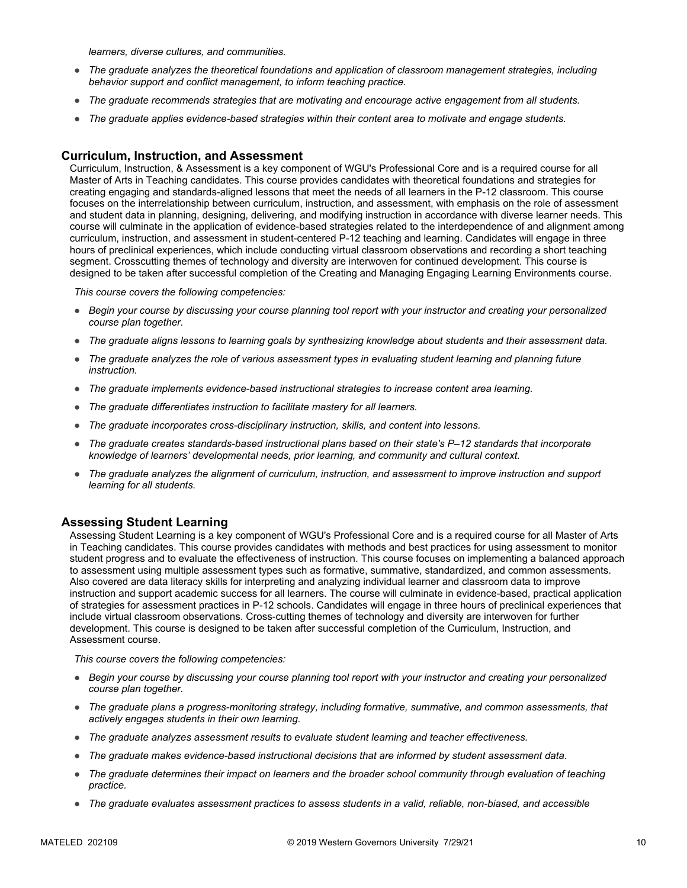*learners, diverse cultures, and communities.*

- *The graduate analyzes the theoretical foundations and application of classroom management strategies, including behavior support and conflict management, to inform teaching practice.*
- *The graduate recommends strategies that are motivating and encourage active engagement from all students.*
- *The graduate applies evidence-based strategies within their content area to motivate and engage students.*

### Curriculum, Instruction, and Assessment

Curriculum, Instruction, & Assessment is a key component of WGU's Professional Core and is a required course for all Master of Arts in Teaching candidates. This course provides candidates with theoretical foundations and strategies for creating engaging and standards-aligned lessons that meet the needs of all learners in the P-12 classroom. This course focuses on the interrelationship between curriculum, instruction, and assessment, with emphasis on the role of assessment and student data in planning, designing, delivering, and modifying instruction in accordance with diverse learner needs. This course will culminate in the application of evidence-based strategies related to the interdependence of and alignment among curriculum, instruction, and assessment in student-centered P-12 teaching and learning. Candidates will engage in three hours of preclinical experiences, which include conducting virtual classroom observations and recording a short teaching segment. Crosscutting themes of technology and diversity are interwoven for continued development. This course is designed to be taken after successful completion of the Creating and Managing Engaging Learning Environments course.

*This course covers the following competencies:*

- *Begin your course by discussing your course planning tool report with your instructor and creating your personalized course plan together.*
- *The graduate aligns lessons to learning goals by synthesizing knowledge about students and their assessment data.*
- *The graduate analyzes the role of various assessment types in evaluating student learning and planning future instruction.*
- *The graduate implements evidence-based instructional strategies to increase content area learning.*
- *The graduate differentiates instruction to facilitate mastery for all learners.*
- *The graduate incorporates cross-disciplinary instruction, skills, and content into lessons.*
- *The graduate creates standards-based instructional plans based on their state's P–12 standards that incorporate knowledge of learners' developmental needs, prior learning, and community and cultural context.*
- *The graduate analyzes the alignment of curriculum, instruction, and assessment to improve instruction and support learning for all students.*

### Assessing Student Learning

Assessing Student Learning is a key component of WGU's Professional Core and is a required course for all Master of Arts in Teaching candidates. This course provides candidates with methods and best practices for using assessment to monitor student progress and to evaluate the effectiveness of instruction. This course focuses on implementing a balanced approach to assessment using multiple assessment types such as formative, summative, standardized, and common assessments. Also covered are data literacy skills for interpreting and analyzing individual learner and classroom data to improve instruction and support academic success for all learners. The course will culminate in evidence-based, practical application of strategies for assessment practices in P-12 schools. Candidates will engage in three hours of preclinical experiences that include virtual classroom observations. Cross-cutting themes of technology and diversity are interwoven for further development. This course is designed to be taken after successful completion of the Curriculum, Instruction, and Assessment course.

*This course covers the following competencies:*

- *Begin your course by discussing your course planning tool report with your instructor and creating your personalized course plan together.*
- *The graduate plans a progress-monitoring strategy, including formative, summative, and common assessments, that actively engages students in their own learning.*
- *The graduate analyzes assessment results to evaluate student learning and teacher effectiveness.*
- *The graduate makes evidence-based instructional decisions that are informed by student assessment data.*
- *The graduate determines their impact on learners and the broader school community through evaluation of teaching practice.*
- *The graduate evaluates assessment practices to assess students in a valid, reliable, non-biased, and accessible*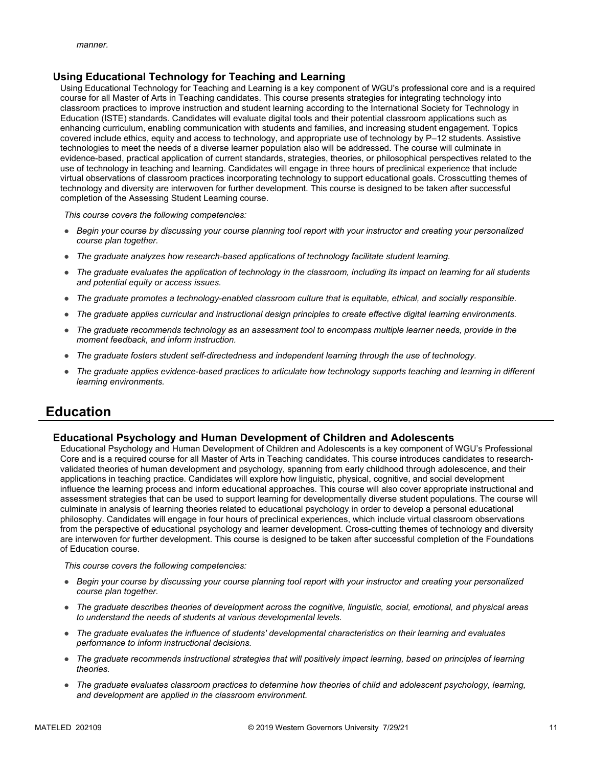*manner.*

### Using Educational Technology for Teaching and Learning

Using Educational Technology for Teaching and Learning is a key component of WGU's professional core and is a required course for all Master of Arts in Teaching candidates. This course presents strategies for integrating technology into classroom practices to improve instruction and student learning according to the International Society for Technology in Education (ISTE) standards. Candidates will evaluate digital tools and their potential classroom applications such as enhancing curriculum, enabling communication with students and families, and increasing student engagement. Topics covered include ethics, equity and access to technology, and appropriate use of technology by P–12 students. Assistive technologies to meet the needs of a diverse learner population also will be addressed. The course will culminate in evidence-based, practical application of current standards, strategies, theories, or philosophical perspectives related to the use of technology in teaching and learning. Candidates will engage in three hours of preclinical experience that include virtual observations of classroom practices incorporating technology to support educational goals. Crosscutting themes of technology and diversity are interwoven for further development. This course is designed to be taken after successful completion of the Assessing Student Learning course.

*This course covers the following competencies:*

- *Begin your course by discussing your course planning tool report with your instructor and creating your personalized course plan together.*
- *The graduate analyzes how research-based applications of technology facilitate student learning.*
- *The graduate evaluates the application of technology in the classroom, including its impact on learning for all students and potential equity or access issues.*
- *The graduate promotes a technology-enabled classroom culture that is equitable, ethical, and socially responsible.*
- *The graduate applies curricular and instructional design principles to create effective digital learning environments.*
- *The graduate recommends technology as an assessment tool to encompass multiple learner needs, provide in the moment feedback, and inform instruction.*
- *The graduate fosters student self-directedness and independent learning through the use of technology.*
- *The graduate applies evidence-based practices to articulate how technology supports teaching and learning in different learning environments.*

## Education

### Educational Psychology and Human Development of Children and Adolescents

Educational Psychology and Human Development of Children and Adolescents is a key component of WGU's Professional Core and is a required course for all Master of Arts in Teaching candidates. This course introduces candidates to research-validated theories of human development and psychology, spanning from early childhood through adolescence, and their applications in teaching practice. Candidates will explore how linguistic, physical, cognitive, and social development influence the learning process and inform educational approaches. This course will also cover appropriate instructional and assessment strategies that can be used to support learning for developmentally diverse student populations. The course will culminate in analysis of learning theories related to educational psychology in order to develop a personal educational philosophy. Candidates will engage in four hours of preclinical experiences, which include virtual classroom observations from the perspective of educational psychology and learner development. Cross-cutting themes of technology and diversity are interwoven for further development. This course is designed to be taken after successful completion of the Foundations of Education course.

*This course covers the following competencies:*

- *Begin your course by discussing your course planning tool report with your instructor and creating your personalized course plan together.*
- *The graduate describes theories of development across the cognitive, linguistic, social, emotional, and physical areas to understand the needs of students at various developmental levels.*
- *The graduate evaluates the influence of students' developmental characteristics on their learning and evaluates performance to inform instructional decisions.*
- *The graduate recommends instructional strategies that will positively impact learning, based on principles of learning theories.*
- *The graduate evaluates classroom practices to determine how theories of child and adolescent psychology, learning, and development are applied in the classroom environment.*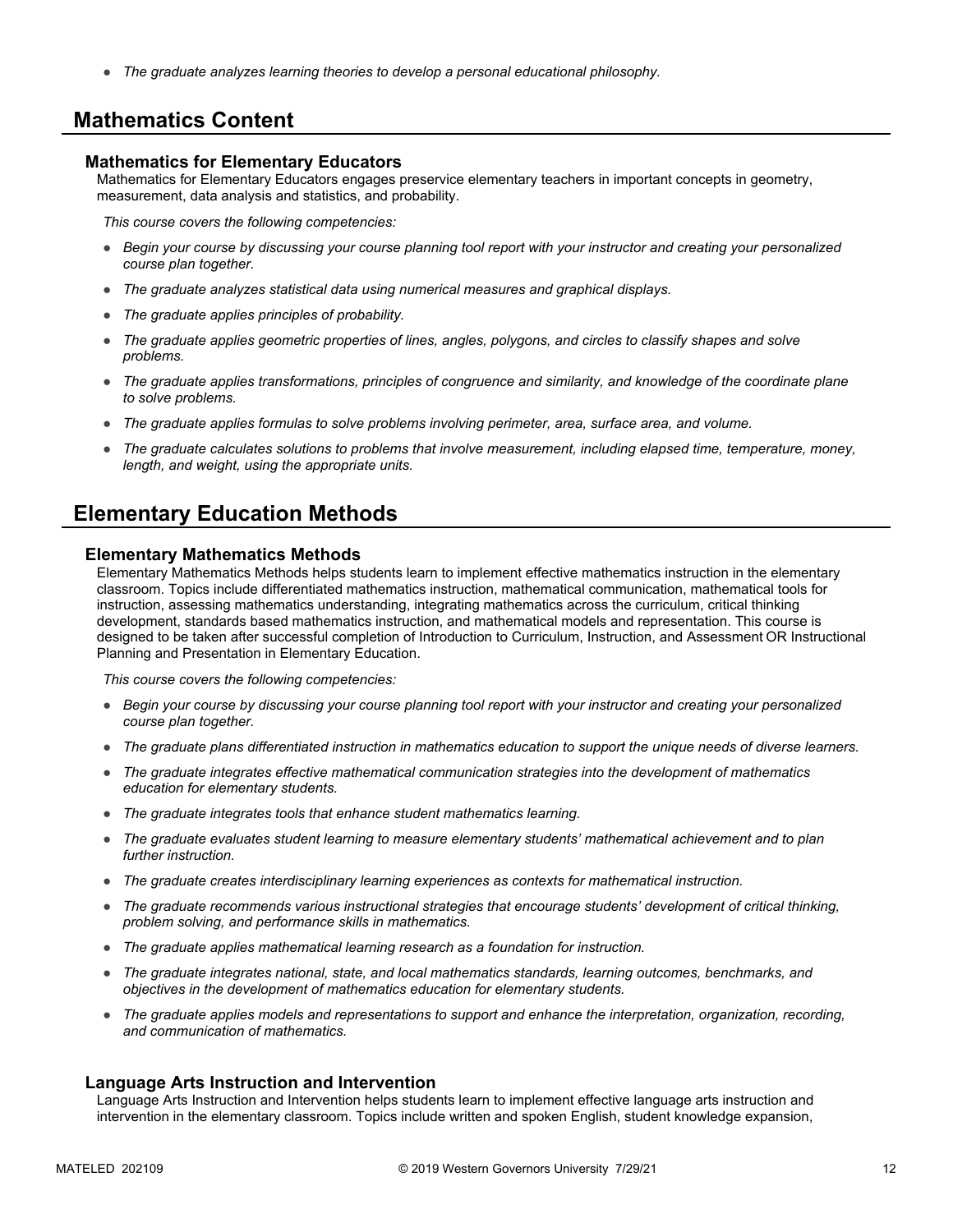- *The graduate analyzes learning theories to develop a personal educational philosophy.*

## Mathematics Content

### Mathematics for Elementary Educators

Mathematics for Elementary Educators engages preservice elementary teachers in important concepts in geometry, measurement, data analysis and statistics, and probability.

*This course covers the following competencies:*

- *Begin your course by discussing your course planning tool report with your instructor and creating your personalized course plan together.*
- *The graduate analyzes statistical data using numerical measures and graphical displays.*
- *The graduate applies principles of probability.*
- *The graduate applies geometric properties of lines, angles, polygons, and circles to classify shapes and solve problems.*
- *The graduate applies transformations, principles of congruence and similarity, and knowledge of the coordinate plane to solve problems.*
- *The graduate applies formulas to solve problems involving perimeter, area, surface area, and volume.*
- *The graduate calculates solutions to problems that involve measurement, including elapsed time, temperature, money, length, and weight, using the appropriate units.*

## Elementary Education Methods

### Elementary Mathematics Methods

Elementary Mathematics Methods helps students learn to implement effective mathematics instruction in the elementary classroom. Topics include differentiated mathematics instruction, mathematical communication, mathematical tools for instruction, assessing mathematics understanding, integrating mathematics across the curriculum, critical thinking development, standards based mathematics instruction, and mathematical models and representation. This course is designed to be taken after successful completion of Introduction to Curriculum, Instruction, and Assessment OR Instructional Planning and Presentation in Elementary Education.

*This course covers the following competencies:*

- *Begin your course by discussing your course planning tool report with your instructor and creating your personalized course plan together.*
- *The graduate plans differentiated instruction in mathematics education to support the unique needs of diverse learners.*
- *The graduate integrates effective mathematical communication strategies into the development of mathematics education for elementary students.*
- *The graduate integrates tools that enhance student mathematics learning.*
- *The graduate evaluates student learning to measure elementary students' mathematical achievement and to plan further instruction.*
- *The graduate creates interdisciplinary learning experiences as contexts for mathematical instruction.*
- *The graduate recommends various instructional strategies that encourage students' development of critical thinking, problem solving, and performance skills in mathematics.*
- *The graduate applies mathematical learning research as a foundation for instruction.*
- *The graduate integrates national, state, and local mathematics standards, learning outcomes, benchmarks, and objectives in the development of mathematics education for elementary students.*
- *The graduate applies models and representations to support and enhance the interpretation, organization, recording, and communication of mathematics.*

### Language Arts Instruction and Intervention

Language Arts Instruction and Intervention helps students learn to implement effective language arts instruction and intervention in the elementary classroom. Topics include written and spoken English, student knowledge expansion,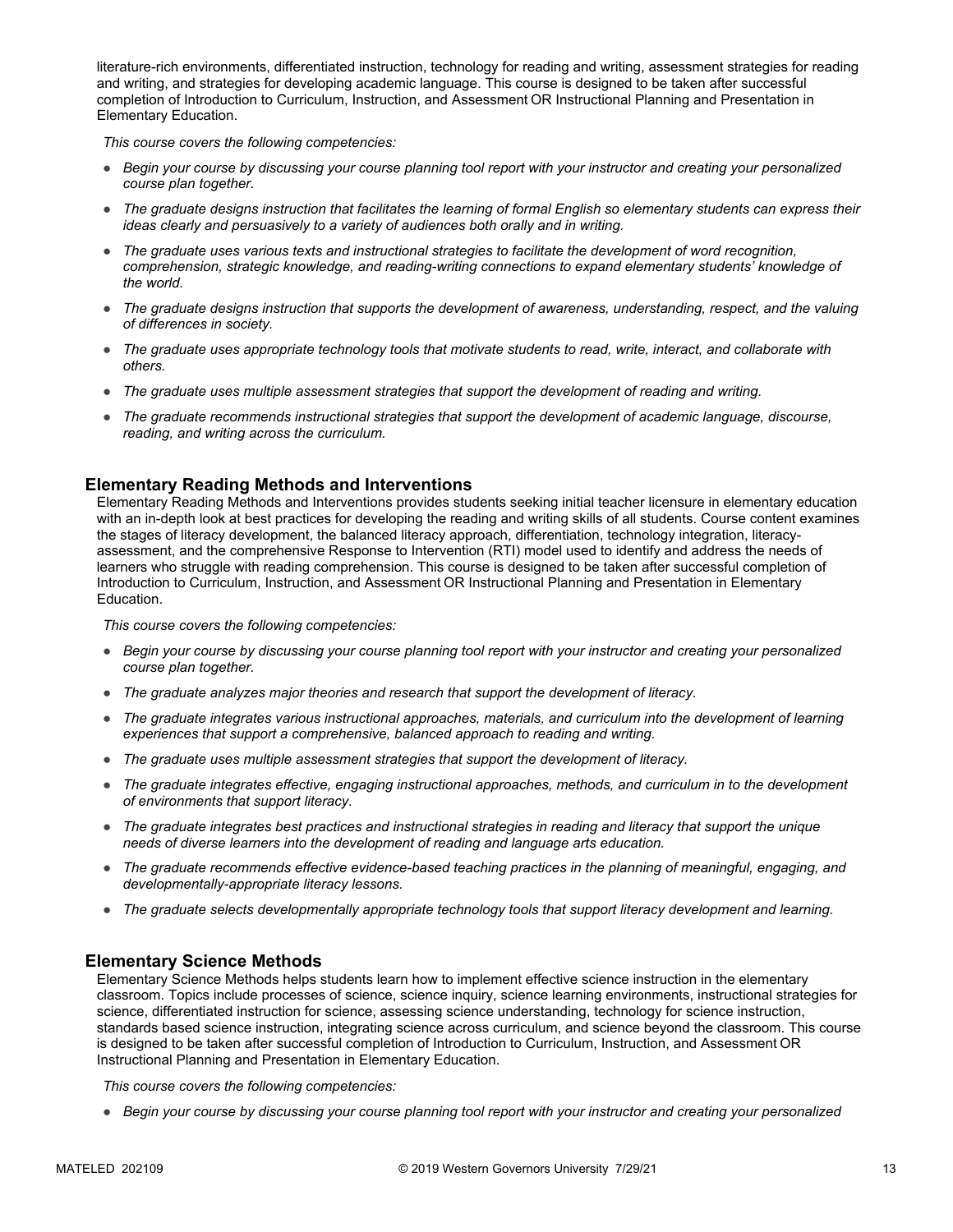literature-rich environments, differentiated instruction, technology for reading and writing, assessment strategies for reading and writing, and strategies for developing academic language. This course is designed to be taken after successful completion of Introduction to Curriculum, Instruction, and Assessment OR Instructional Planning and Presentation in Elementary Education.

*This course covers the following competencies:*

- *Begin your course by discussing your course planning tool report with your instructor and creating your personalized course plan together.*
- *The graduate designs instruction that facilitates the learning of formal English so elementary students can express their ideas clearly and persuasively to a variety of audiences both orally and in writing.*
- *The graduate uses various texts and instructional strategies to facilitate the development of word recognition, comprehension, strategic knowledge, and reading-writing connections to expand elementary students' knowledge of the world.*
- *The graduate designs instruction that supports the development of awareness, understanding, respect, and the valuing of differences in society.*
- *The graduate uses appropriate technology tools that motivate students to read, write, interact, and collaborate with others.*
- *The graduate uses multiple assessment strategies that support the development of reading and writing.*
- *The graduate recommends instructional strategies that support the development of academic language, discourse, reading, and writing across the curriculum.*

### Elementary Reading Methods and Interventions

Elementary Reading Methods and Interventions provides students seeking initial teacher licensure in elementary education with an in-depth look at best practices for developing the reading and writing skills of all students. Course content examines the stages of literacy development, the balanced literacy approach, differentiation, technology integration, literacy-assessment, and the comprehensive Response to Intervention (RTI) model used to identify and address the needs of learners who struggle with reading comprehension. This course is designed to be taken after successful completion of Introduction to Curriculum, Instruction, and Assessment OR Instructional Planning and Presentation in Elementary Education.

*This course covers the following competencies:*

- *Begin your course by discussing your course planning tool report with your instructor and creating your personalized course plan together.*
- *The graduate analyzes major theories and research that support the development of literacy.*
- *The graduate integrates various instructional approaches, materials, and curriculum into the development of learning experiences that support a comprehensive, balanced approach to reading and writing.*
- *The graduate uses multiple assessment strategies that support the development of literacy.*
- *The graduate integrates effective, engaging instructional approaches, methods, and curriculum in to the development of environments that support literacy.*
- *The graduate integrates best practices and instructional strategies in reading and literacy that support the unique needs of diverse learners into the development of reading and language arts education.*
- *The graduate recommends effective evidence-based teaching practices in the planning of meaningful, engaging, and developmentally-appropriate literacy lessons.*
- *The graduate selects developmentally appropriate technology tools that support literacy development and learning.*

### Elementary Science Methods

Elementary Science Methods helps students learn how to implement effective science instruction in the elementary classroom. Topics include processes of science, science inquiry, science learning environments, instructional strategies for science, differentiated instruction for science, assessing science understanding, technology for science instruction, standards based science instruction, integrating science across curriculum, and science beyond the classroom. This course is designed to be taken after successful completion of Introduction to Curriculum, Instruction, and Assessment OR Instructional Planning and Presentation in Elementary Education.

*This course covers the following competencies:*

- *Begin your course by discussing your course planning tool report with your instructor and creating your personalized*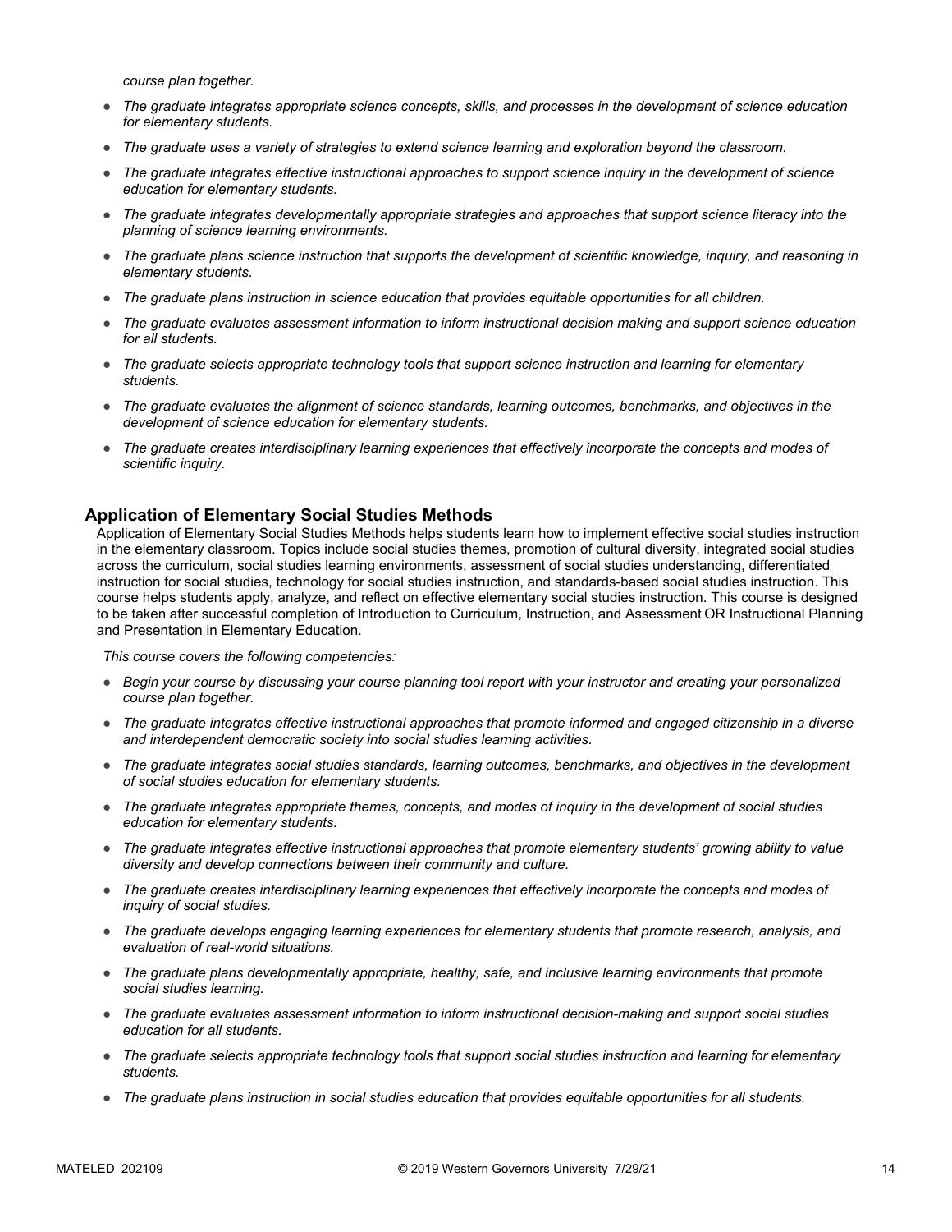*course plan together.*

- *The graduate integrates appropriate science concepts, skills, and processes in the development of science education for elementary students.*
- *The graduate uses a variety of strategies to extend science learning and exploration beyond the classroom.*
- *The graduate integrates effective instructional approaches to support science inquiry in the development of science education for elementary students.*
- *The graduate integrates developmentally appropriate strategies and approaches that support science literacy into the planning of science learning environments.*
- *The graduate plans science instruction that supports the development of scientific knowledge, inquiry, and reasoning in elementary students.*
- *The graduate plans instruction in science education that provides equitable opportunities for all children.*
- *The graduate evaluates assessment information to inform instructional decision making and support science education for all students.*
- *The graduate selects appropriate technology tools that support science instruction and learning for elementary students.*
- *The graduate evaluates the alignment of science standards, learning outcomes, benchmarks, and objectives in the development of science education for elementary students.*
- *The graduate creates interdisciplinary learning experiences that effectively incorporate the concepts and modes of scientific inquiry.*

## Application of Elementary Social Studies Methods

Application of Elementary Social Studies Methods helps students learn how to implement effective social studies instruction in the elementary classroom. Topics include social studies themes, promotion of cultural diversity, integrated social studies across the curriculum, social studies learning environments, assessment of social studies understanding, differentiated instruction for social studies, technology for social studies instruction, and standards-based social studies instruction. This course helps students apply, analyze, and reflect on effective elementary social studies instruction. This course is designed to be taken after successful completion of Introduction to Curriculum, Instruction, and Assessment OR Instructional Planning and Presentation in Elementary Education.

*This course covers the following competencies:*

- *Begin your course by discussing your course planning tool report with your instructor and creating your personalized course plan together.*
- *The graduate integrates effective instructional approaches that promote informed and engaged citizenship in a diverse and interdependent democratic society into social studies learning activities.*
- *The graduate integrates social studies standards, learning outcomes, benchmarks, and objectives in the development of social studies education for elementary students.*
- *The graduate integrates appropriate themes, concepts, and modes of inquiry in the development of social studies education for elementary students.*
- *The graduate integrates effective instructional approaches that promote elementary students' growing ability to value diversity and develop connections between their community and culture.*
- *The graduate creates interdisciplinary learning experiences that effectively incorporate the concepts and modes of inquiry of social studies.*
- *The graduate develops engaging learning experiences for elementary students that promote research, analysis, and evaluation of real-world situations.*
- *The graduate plans developmentally appropriate, healthy, safe, and inclusive learning environments that promote social studies learning.*
- *The graduate evaluates assessment information to inform instructional decision-making and support social studies education for all students.*
- *The graduate selects appropriate technology tools that support social studies instruction and learning for elementary students.*
- *The graduate plans instruction in social studies education that provides equitable opportunities for all students.*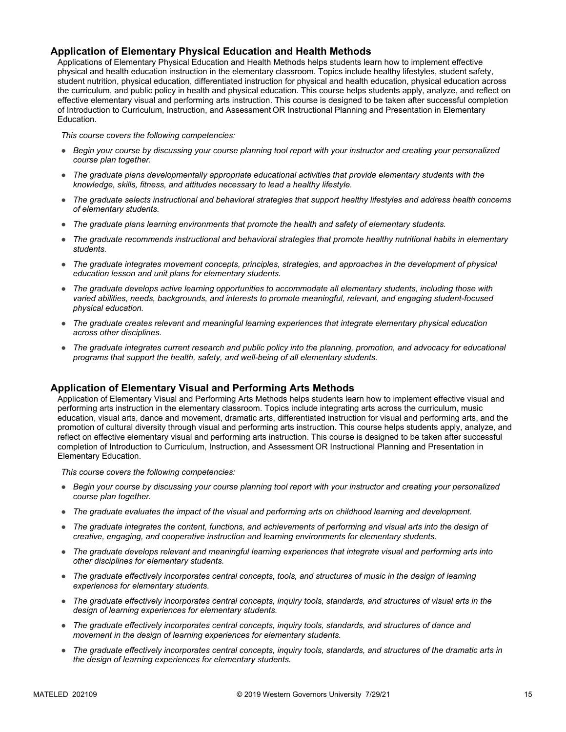## Application of Elementary Physical Education and Health Methods

Applications of Elementary Physical Education and Health Methods helps students learn how to implement effective physical and health education instruction in the elementary classroom. Topics include healthy lifestyles, student safety, student nutrition, physical education, differentiated instruction for physical and health education, physical education across the curriculum, and public policy in health and physical education. This course helps students apply, analyze, and reflect on effective elementary visual and performing arts instruction. This course is designed to be taken after successful completion of Introduction to Curriculum, Instruction, and Assessment OR Instructional Planning and Presentation in Elementary Education.

*This course covers the following competencies:*

- *Begin your course by discussing your course planning tool report with your instructor and creating your personalized course plan together.*
- *The graduate plans developmentally appropriate educational activities that provide elementary students with the knowledge, skills, fitness, and attitudes necessary to lead a healthy lifestyle.*
- *The graduate selects instructional and behavioral strategies that support healthy lifestyles and address health concerns of elementary students.*
- *The graduate plans learning environments that promote the health and safety of elementary students.*
- *The graduate recommends instructional and behavioral strategies that promote healthy nutritional habits in elementary students.*
- *The graduate integrates movement concepts, principles, strategies, and approaches in the development of physical education lesson and unit plans for elementary students.*
- *The graduate develops active learning opportunities to accommodate all elementary students, including those with varied abilities, needs, backgrounds, and interests to promote meaningful, relevant, and engaging student-focused physical education.*
- *The graduate creates relevant and meaningful learning experiences that integrate elementary physical education across other disciplines.*
- *The graduate integrates current research and public policy into the planning, promotion, and advocacy for educational programs that support the health, safety, and well-being of all elementary students.*

## Application of Elementary Visual and Performing Arts Methods

Application of Elementary Visual and Performing Arts Methods helps students learn how to implement effective visual and performing arts instruction in the elementary classroom. Topics include integrating arts across the curriculum, music education, visual arts, dance and movement, dramatic arts, differentiated instruction for visual and performing arts, and the promotion of cultural diversity through visual and performing arts instruction. This course helps students apply, analyze, and reflect on effective elementary visual and performing arts instruction. This course is designed to be taken after successful completion of Introduction to Curriculum, Instruction, and Assessment OR Instructional Planning and Presentation in Elementary Education.

*This course covers the following competencies:*

- *Begin your course by discussing your course planning tool report with your instructor and creating your personalized course plan together.*
- *The graduate evaluates the impact of the visual and performing arts on childhood learning and development.*
- *The graduate integrates the content, functions, and achievements of performing and visual arts into the design of creative, engaging, and cooperative instruction and learning environments for elementary students.*
- *The graduate develops relevant and meaningful learning experiences that integrate visual and performing arts into other disciplines for elementary students.*
- *The graduate effectively incorporates central concepts, tools, and structures of music in the design of learning experiences for elementary students.*
- *The graduate effectively incorporates central concepts, inquiry tools, standards, and structures of visual arts in the design of learning experiences for elementary students.*
- *The graduate effectively incorporates central concepts, inquiry tools, standards, and structures of dance and movement in the design of learning experiences for elementary students.*
- *The graduate effectively incorporates central concepts, inquiry tools, standards, and structures of the dramatic arts in the design of learning experiences for elementary students.*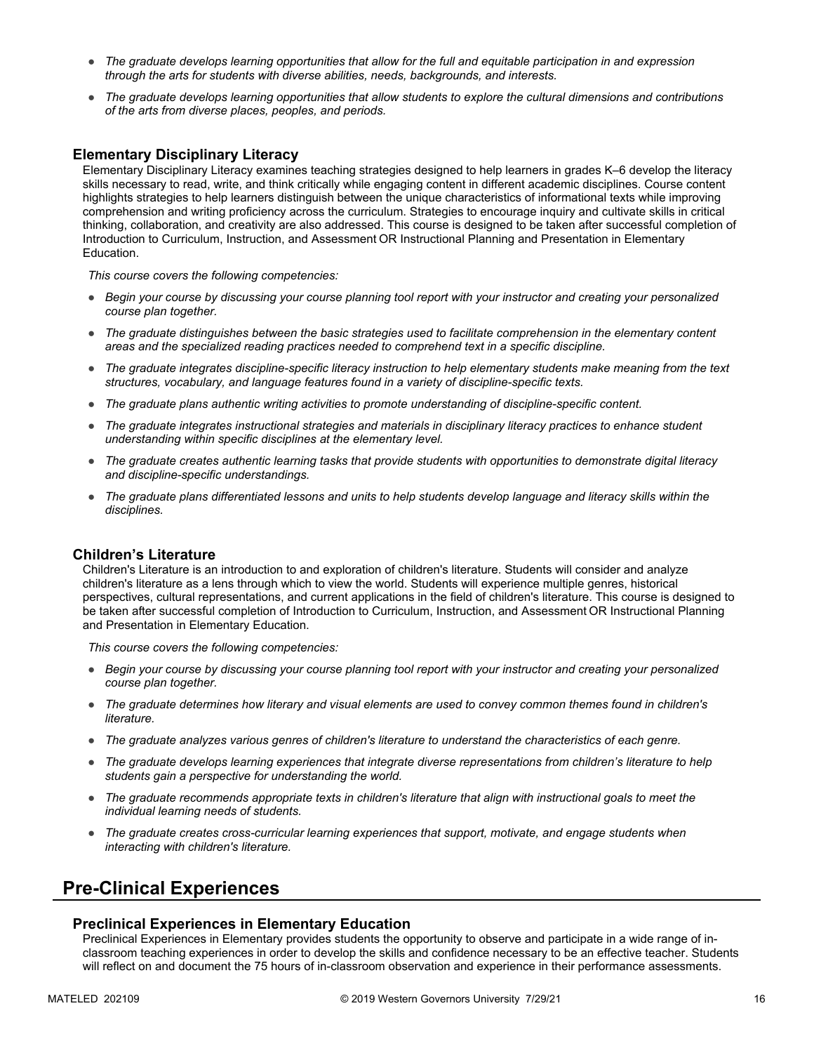- *The graduate develops learning opportunities that allow for the full and equitable participation in and expression through the arts for students with diverse abilities, needs, backgrounds, and interests.*
- *The graduate develops learning opportunities that allow students to explore the cultural dimensions and contributions of the arts from diverse places, peoples, and periods.*

### Elementary Disciplinary Literacy

Elementary Disciplinary Literacy examines teaching strategies designed to help learners in grades K–6 develop the literacy skills necessary to read, write, and think critically while engaging content in different academic disciplines. Course content highlights strategies to help learners distinguish between the unique characteristics of informational texts while improving comprehension and writing proficiency across the curriculum. Strategies to encourage inquiry and cultivate skills in critical thinking, collaboration, and creativity are also addressed. This course is designed to be taken after successful completion of Introduction to Curriculum, Instruction, and Assessment OR Instructional Planning and Presentation in Elementary Education.

*This course covers the following competencies:*

- *Begin your course by discussing your course planning tool report with your instructor and creating your personalized course plan together.*
- *The graduate distinguishes between the basic strategies used to facilitate comprehension in the elementary content areas and the specialized reading practices needed to comprehend text in a specific discipline.*
- *The graduate integrates discipline-specific literacy instruction to help elementary students make meaning from the text structures, vocabulary, and language features found in a variety of discipline-specific texts.*
- *The graduate plans authentic writing activities to promote understanding of discipline-specific content.*
- *The graduate integrates instructional strategies and materials in disciplinary literacy practices to enhance student understanding within specific disciplines at the elementary level.*
- *The graduate creates authentic learning tasks that provide students with opportunities to demonstrate digital literacy and discipline-specific understandings.*
- *The graduate plans differentiated lessons and units to help students develop language and literacy skills within the disciplines.*

### Children's Literature

Children's Literature is an introduction to and exploration of children's literature. Students will consider and analyze children's literature as a lens through which to view the world. Students will experience multiple genres, historical perspectives, cultural representations, and current applications in the field of children's literature. This course is designed to be taken after successful completion of Introduction to Curriculum, Instruction, and Assessment OR Instructional Planning and Presentation in Elementary Education.

*This course covers the following competencies:*

- *Begin your course by discussing your course planning tool report with your instructor and creating your personalized course plan together.*
- *The graduate determines how literary and visual elements are used to convey common themes found in children's literature.*
- *The graduate analyzes various genres of children's literature to understand the characteristics of each genre.*
- *The graduate develops learning experiences that integrate diverse representations from children's literature to help students gain a perspective for understanding the world.*
- *The graduate recommends appropriate texts in children's literature that align with instructional goals to meet the individual learning needs of students.*
- *The graduate creates cross-curricular learning experiences that support, motivate, and engage students when interacting with children's literature.*

## Pre-Clinical Experiences

### Preclinical Experiences in Elementary Education

Preclinical Experiences in Elementary provides students the opportunity to observe and participate in a wide range of in-classroom teaching experiences in order to develop the skills and confidence necessary to be an effective teacher. Students will reflect on and document the 75 hours of in-classroom observation and experience in their performance assessments.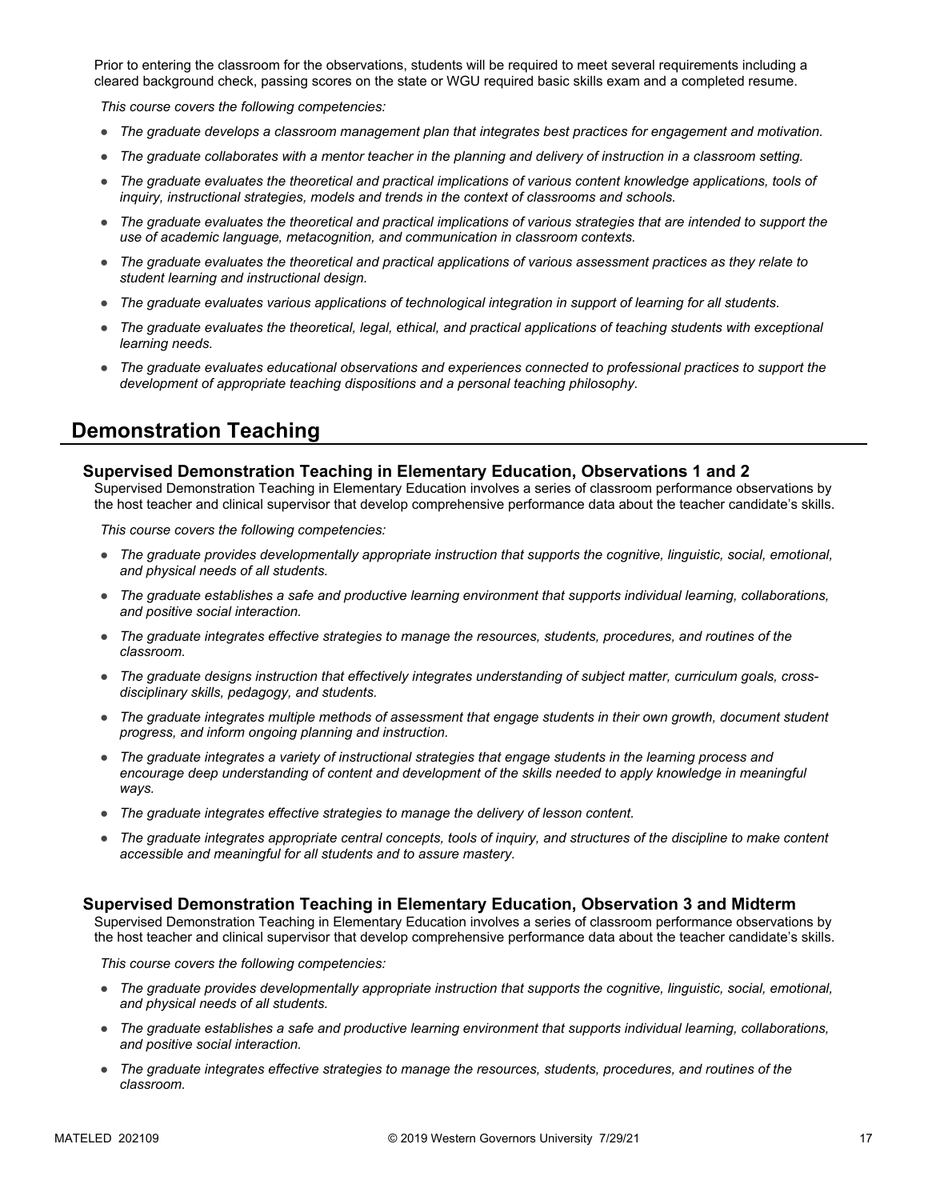Prior to entering the classroom for the observations, students will be required to meet several requirements including a cleared background check, passing scores on the state or WGU required basic skills exam and a completed resume.

*This course covers the following competencies:*

- *The graduate develops a classroom management plan that integrates best practices for engagement and motivation.*
- *The graduate collaborates with a mentor teacher in the planning and delivery of instruction in a classroom setting.*
- *The graduate evaluates the theoretical and practical implications of various content knowledge applications, tools of inquiry, instructional strategies, models and trends in the context of classrooms and schools.*
- *The graduate evaluates the theoretical and practical implications of various strategies that are intended to support the use of academic language, metacognition, and communication in classroom contexts.*
- *The graduate evaluates the theoretical and practical applications of various assessment practices as they relate to student learning and instructional design.*
- *The graduate evaluates various applications of technological integration in support of learning for all students.*
- *The graduate evaluates the theoretical, legal, ethical, and practical applications of teaching students with exceptional learning needs.*
- *The graduate evaluates educational observations and experiences connected to professional practices to support the development of appropriate teaching dispositions and a personal teaching philosophy.*

## Demonstration Teaching

### Supervised Demonstration Teaching in Elementary Education, Observations 1 and 2

Supervised Demonstration Teaching in Elementary Education involves a series of classroom performance observations by the host teacher and clinical supervisor that develop comprehensive performance data about the teacher candidate's skills.

*This course covers the following competencies:*

- *The graduate provides developmentally appropriate instruction that supports the cognitive, linguistic, social, emotional, and physical needs of all students.*
- *The graduate establishes a safe and productive learning environment that supports individual learning, collaborations, and positive social interaction.*
- *The graduate integrates effective strategies to manage the resources, students, procedures, and routines of the classroom.*
- *The graduate designs instruction that effectively integrates understanding of subject matter, curriculum goals, cross-disciplinary skills, pedagogy, and students.*
- *The graduate integrates multiple methods of assessment that engage students in their own growth, document student progress, and inform ongoing planning and instruction.*
- *The graduate integrates a variety of instructional strategies that engage students in the learning process and encourage deep understanding of content and development of the skills needed to apply knowledge in meaningful ways.*
- *The graduate integrates effective strategies to manage the delivery of lesson content.*
- *The graduate integrates appropriate central concepts, tools of inquiry, and structures of the discipline to make content accessible and meaningful for all students and to assure mastery.*

### Supervised Demonstration Teaching in Elementary Education, Observation 3 and Midterm

Supervised Demonstration Teaching in Elementary Education involves a series of classroom performance observations by the host teacher and clinical supervisor that develop comprehensive performance data about the teacher candidate's skills.

*This course covers the following competencies:*

- *The graduate provides developmentally appropriate instruction that supports the cognitive, linguistic, social, emotional, and physical needs of all students.*
- *The graduate establishes a safe and productive learning environment that supports individual learning, collaborations, and positive social interaction.*
- *The graduate integrates effective strategies to manage the resources, students, procedures, and routines of the classroom.*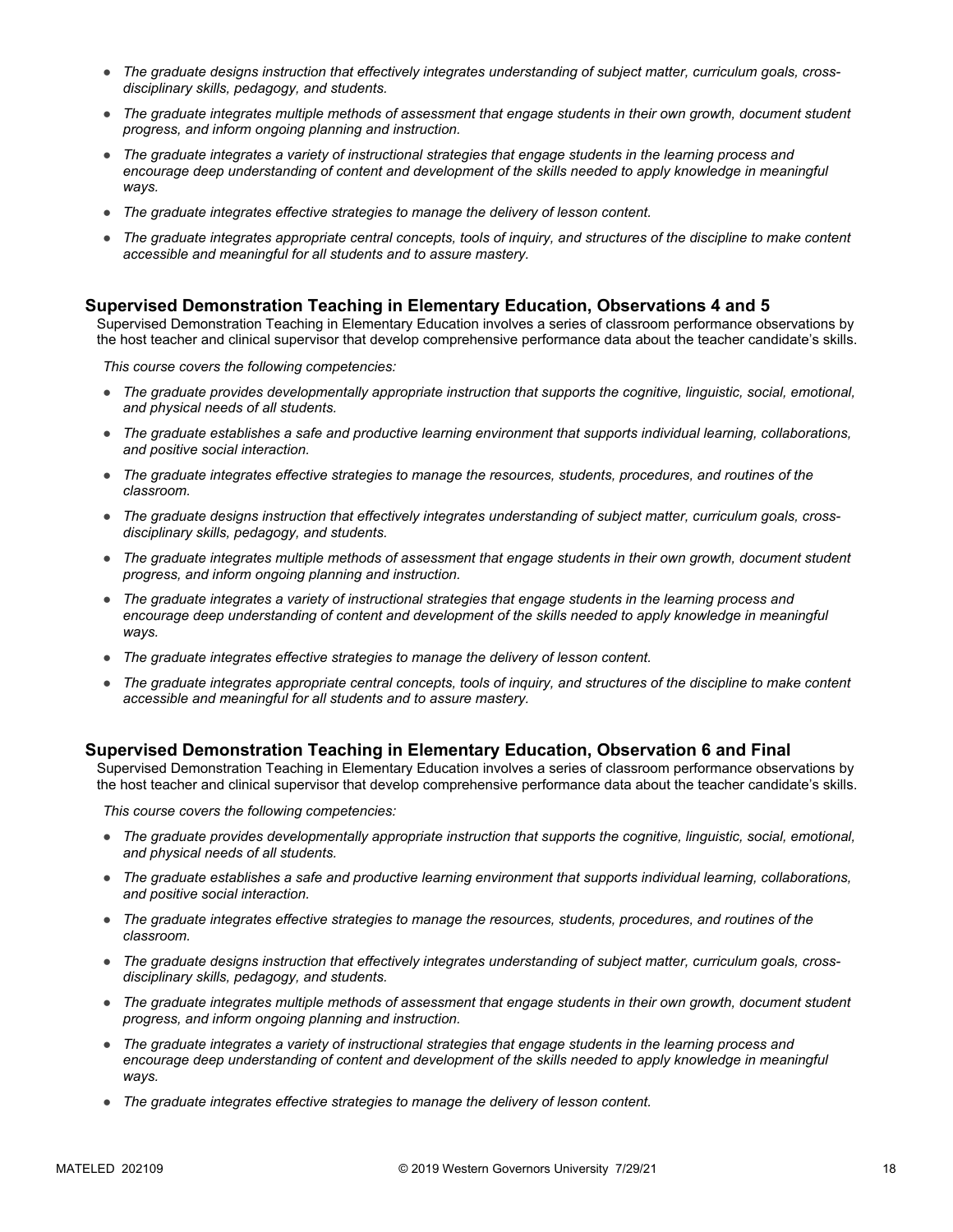- *The graduate designs instruction that effectively integrates understanding of subject matter, curriculum goals, cross-disciplinary skills, pedagogy, and students.*
- *The graduate integrates multiple methods of assessment that engage students in their own growth, document student progress, and inform ongoing planning and instruction.*
- *The graduate integrates a variety of instructional strategies that engage students in the learning process and encourage deep understanding of content and development of the skills needed to apply knowledge in meaningful ways.*
- *The graduate integrates effective strategies to manage the delivery of lesson content.*
- *The graduate integrates appropriate central concepts, tools of inquiry, and structures of the discipline to make content accessible and meaningful for all students and to assure mastery.*

### Supervised Demonstration Teaching in Elementary Education, Observations 4 and 5

Supervised Demonstration Teaching in Elementary Education involves a series of classroom performance observations by the host teacher and clinical supervisor that develop comprehensive performance data about the teacher candidate's skills.

*This course covers the following competencies:*

- *The graduate provides developmentally appropriate instruction that supports the cognitive, linguistic, social, emotional, and physical needs of all students.*
- *The graduate establishes a safe and productive learning environment that supports individual learning, collaborations, and positive social interaction.*
- *The graduate integrates effective strategies to manage the resources, students, procedures, and routines of the classroom.*
- *The graduate designs instruction that effectively integrates understanding of subject matter, curriculum goals, cross-disciplinary skills, pedagogy, and students.*
- *The graduate integrates multiple methods of assessment that engage students in their own growth, document student progress, and inform ongoing planning and instruction.*
- *The graduate integrates a variety of instructional strategies that engage students in the learning process and encourage deep understanding of content and development of the skills needed to apply knowledge in meaningful ways.*
- *The graduate integrates effective strategies to manage the delivery of lesson content.*
- *The graduate integrates appropriate central concepts, tools of inquiry, and structures of the discipline to make content accessible and meaningful for all students and to assure mastery.*

### Supervised Demonstration Teaching in Elementary Education, Observation 6 and Final

Supervised Demonstration Teaching in Elementary Education involves a series of classroom performance observations by the host teacher and clinical supervisor that develop comprehensive performance data about the teacher candidate's skills.

*This course covers the following competencies:*

- *The graduate provides developmentally appropriate instruction that supports the cognitive, linguistic, social, emotional, and physical needs of all students.*
- *The graduate establishes a safe and productive learning environment that supports individual learning, collaborations, and positive social interaction.*
- *The graduate integrates effective strategies to manage the resources, students, procedures, and routines of the classroom.*
- *The graduate designs instruction that effectively integrates understanding of subject matter, curriculum goals, cross-disciplinary skills, pedagogy, and students.*
- *The graduate integrates multiple methods of assessment that engage students in their own growth, document student progress, and inform ongoing planning and instruction.*
- *The graduate integrates a variety of instructional strategies that engage students in the learning process and encourage deep understanding of content and development of the skills needed to apply knowledge in meaningful ways.*
- *The graduate integrates effective strategies to manage the delivery of lesson content.*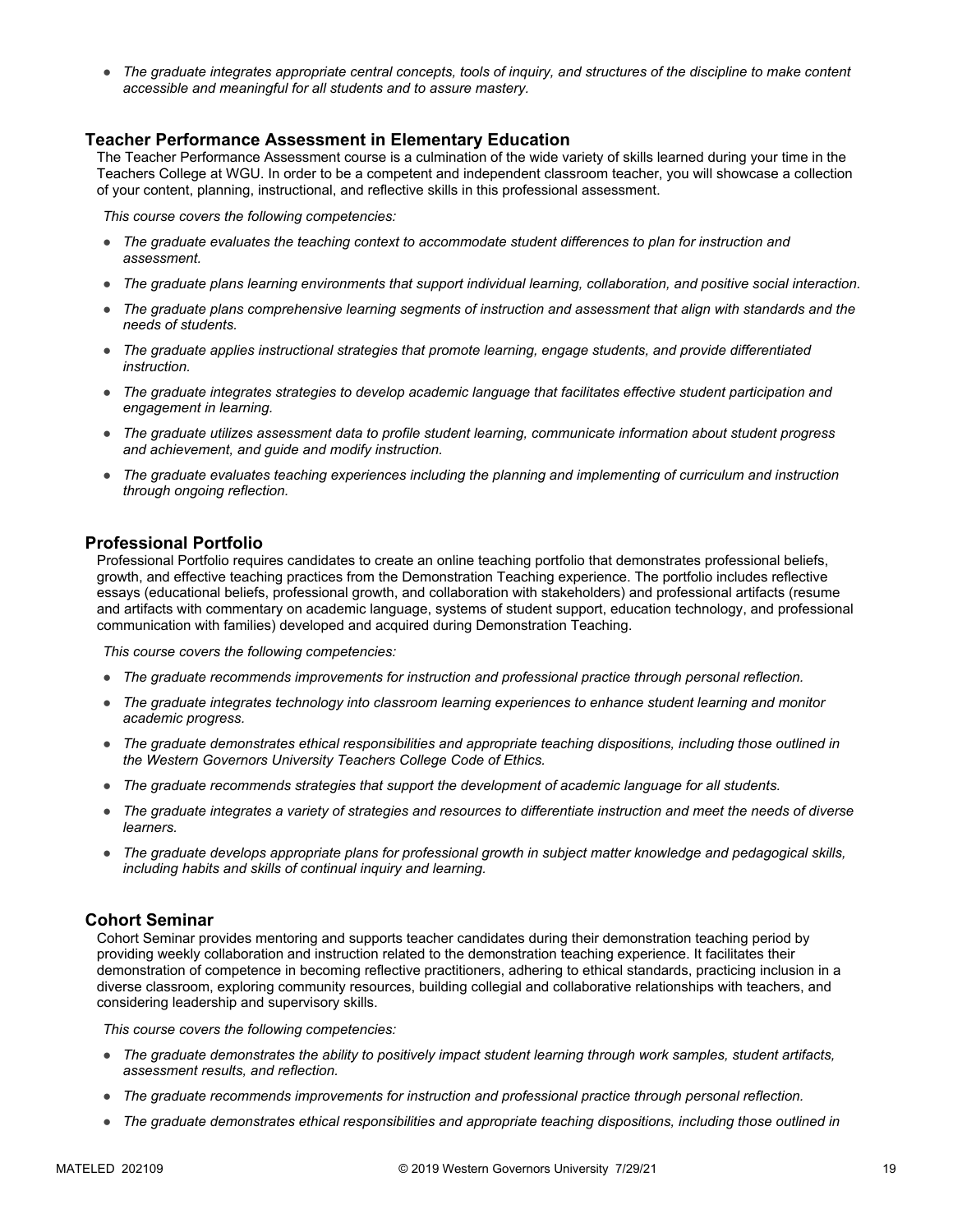- *The graduate integrates appropriate central concepts, tools of inquiry, and structures of the discipline to make content accessible and meaningful for all students and to assure mastery.*

### Teacher Performance Assessment in Elementary Education

The Teacher Performance Assessment course is a culmination of the wide variety of skills learned during your time in the Teachers College at WGU. In order to be a competent and independent classroom teacher, you will showcase a collection of your content, planning, instructional, and reflective skills in this professional assessment.

*This course covers the following competencies:*

- *The graduate evaluates the teaching context to accommodate student differences to plan for instruction and assessment.*
- *The graduate plans learning environments that support individual learning, collaboration, and positive social interaction.*
- *The graduate plans comprehensive learning segments of instruction and assessment that align with standards and the needs of students.*
- *The graduate applies instructional strategies that promote learning, engage students, and provide differentiated instruction.*
- *The graduate integrates strategies to develop academic language that facilitates effective student participation and engagement in learning.*
- *The graduate utilizes assessment data to profile student learning, communicate information about student progress and achievement, and guide and modify instruction.*
- *The graduate evaluates teaching experiences including the planning and implementing of curriculum and instruction through ongoing reflection.*

### Professional Portfolio

Professional Portfolio requires candidates to create an online teaching portfolio that demonstrates professional beliefs, growth, and effective teaching practices from the Demonstration Teaching experience. The portfolio includes reflective essays (educational beliefs, professional growth, and collaboration with stakeholders) and professional artifacts (resume and artifacts with commentary on academic language, systems of student support, education technology, and professional communication with families) developed and acquired during Demonstration Teaching.

*This course covers the following competencies:*

- *The graduate recommends improvements for instruction and professional practice through personal reflection.*
- *The graduate integrates technology into classroom learning experiences to enhance student learning and monitor academic progress.*
- *The graduate demonstrates ethical responsibilities and appropriate teaching dispositions, including those outlined in the Western Governors University Teachers College Code of Ethics.*
- *The graduate recommends strategies that support the development of academic language for all students.*
- *The graduate integrates a variety of strategies and resources to differentiate instruction and meet the needs of diverse learners.*
- *The graduate develops appropriate plans for professional growth in subject matter knowledge and pedagogical skills, including habits and skills of continual inquiry and learning.*

### Cohort Seminar

Cohort Seminar provides mentoring and supports teacher candidates during their demonstration teaching period by providing weekly collaboration and instruction related to the demonstration teaching experience. It facilitates their demonstration of competence in becoming reflective practitioners, adhering to ethical standards, practicing inclusion in a diverse classroom, exploring community resources, building collegial and collaborative relationships with teachers, and considering leadership and supervisory skills.

*This course covers the following competencies:*

- *The graduate demonstrates the ability to positively impact student learning through work samples, student artifacts, assessment results, and reflection.*
- *The graduate recommends improvements for instruction and professional practice through personal reflection.*
- *The graduate demonstrates ethical responsibilities and appropriate teaching dispositions, including those outlined in*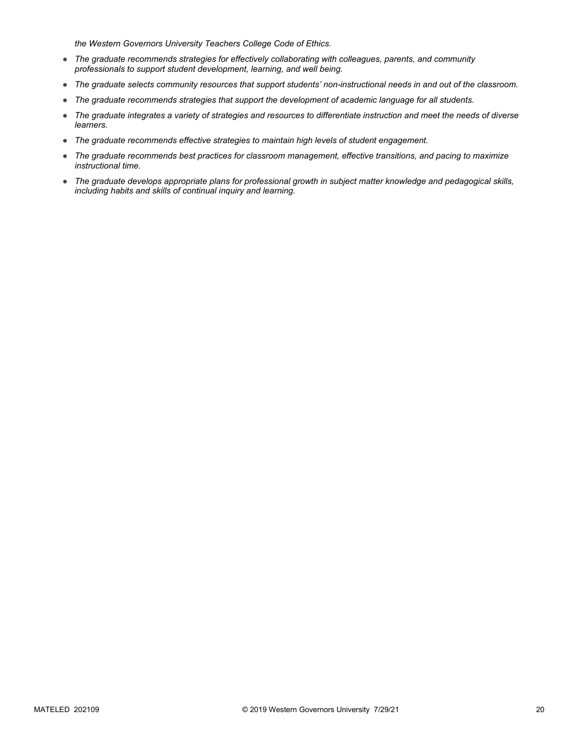*the Western Governors University Teachers College Code of Ethics.*

- *The graduate recommends strategies for effectively collaborating with colleagues, parents, and community professionals to support student development, learning, and well being.*
- *The graduate selects community resources that support students' non-instructional needs in and out of the classroom.*
- *The graduate recommends strategies that support the development of academic language for all students.*
- *The graduate integrates a variety of strategies and resources to differentiate instruction and meet the needs of diverse learners.*
- *The graduate recommends effective strategies to maintain high levels of student engagement.*
- *The graduate recommends best practices for classroom management, effective transitions, and pacing to maximize instructional time.*
- *The graduate develops appropriate plans for professional growth in subject matter knowledge and pedagogical skills, including habits and skills of continual inquiry and learning.*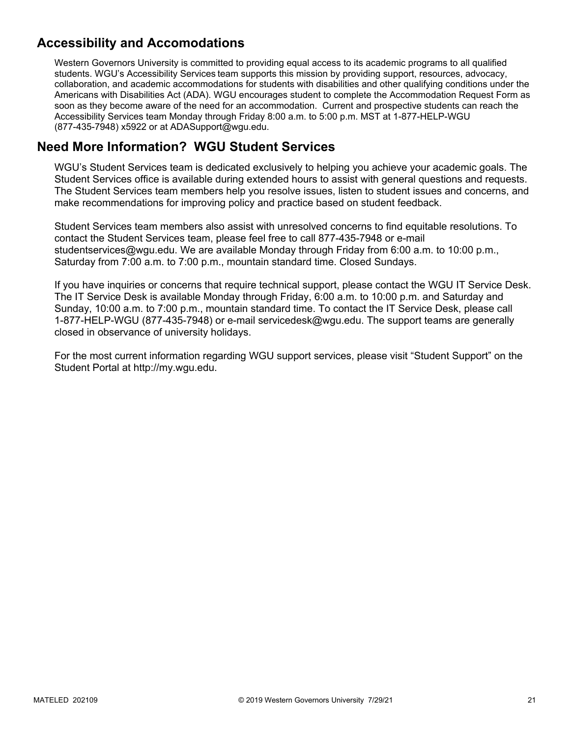## Accessibility and Accomodations

Western Governors University is committed to providing equal access to its academic programs to all qualified students. WGU's Accessibility Services team supports this mission by providing support, resources, advocacy, collaboration, and academic accommodations for students with disabilities and other qualifying conditions under the Americans with Disabilities Act (ADA). WGU encourages student to complete the Accommodation Request Form as soon as they become aware of the need for an accommodation. Current and prospective students can reach the Accessibility Services team Monday through Friday 8:00 a.m. to 5:00 p.m. MST at 1-877-HELP-WGU (877-435-7948) x5922 or at ADASupport@wgu.edu.

## Need More Information? WGU Student Services

WGU's Student Services team is dedicated exclusively to helping you achieve your academic goals. The Student Services office is available during extended hours to assist with general questions and requests. The Student Services team members help you resolve issues, listen to student issues and concerns, and make recommendations for improving policy and practice based on student feedback.

Student Services team members also assist with unresolved concerns to find equitable resolutions. To contact the Student Services team, please feel free to call 877-435-7948 or e-mail studentservices@wgu.edu. We are available Monday through Friday from 6:00 a.m. to 10:00 p.m., Saturday from 7:00 a.m. to 7:00 p.m., mountain standard time. Closed Sundays.

If you have inquiries or concerns that require technical support, please contact the WGU IT Service Desk. The IT Service Desk is available Monday through Friday, 6:00 a.m. to 10:00 p.m. and Saturday and Sunday, 10:00 a.m. to 7:00 p.m., mountain standard time. To contact the IT Service Desk, please call 1-877-HELP-WGU (877-435-7948) or e-mail servicedesk@wgu.edu. The support teams are generally closed in observance of university holidays.

For the most current information regarding WGU support services, please visit "Student Support" on the Student Portal at http://my.wgu.edu.